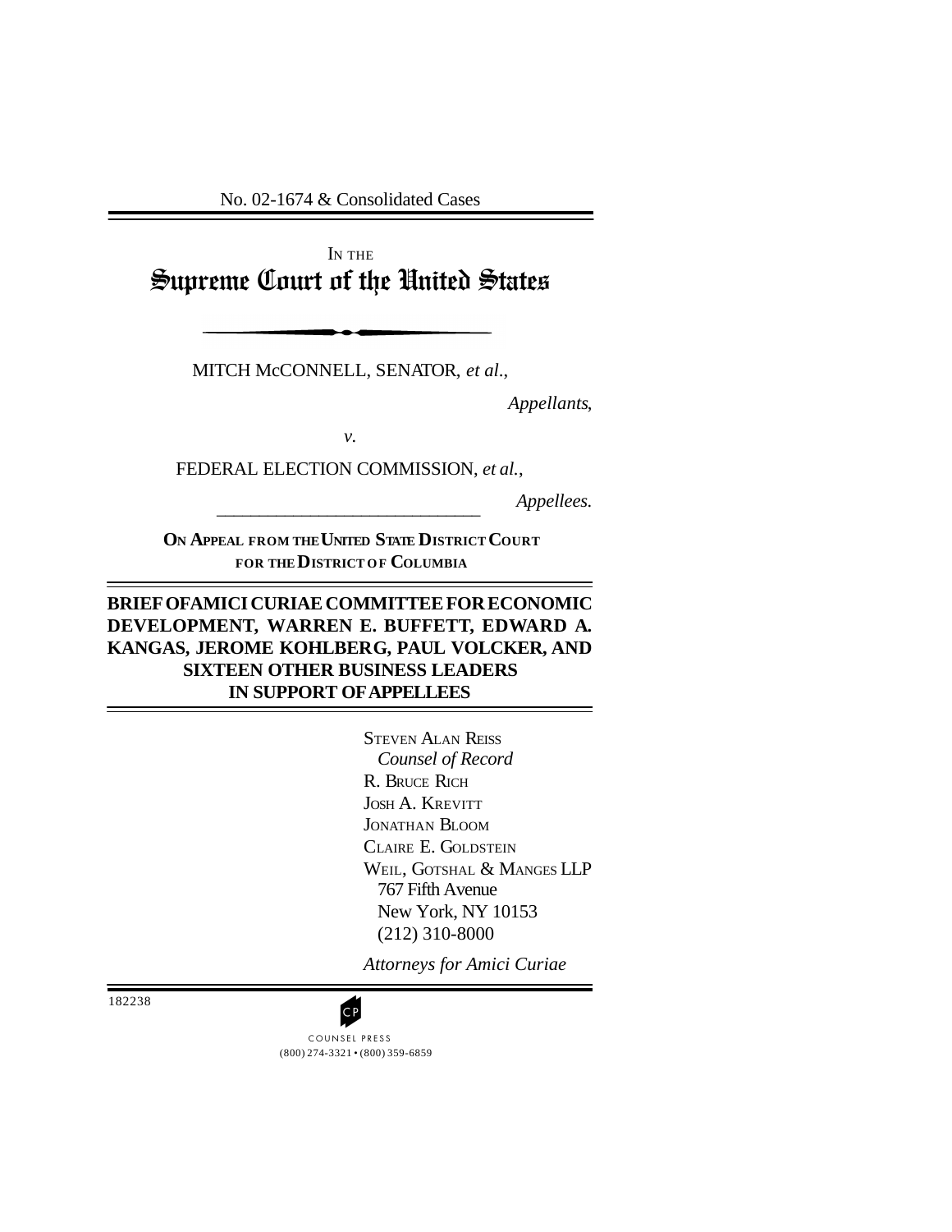No. 02-1674 & Consolidated Cases

IN THE

# Supreme Court of the United States

MITCH McCONNELL, SENATOR, *et al*.,

*Appellants*,

*v.*

FEDERAL ELECTION COMMISSION, *et al.*,

*Appellees.*

**ON APPEAL FROM THE UNITED STATE DISTRICT COURT FOR THE DISTRICT OF COLUMBIA**

## BRIEF OF AMICI CURIAE COMMITTEE FOR ECONOMIC DEVELOPMENT, WARREN E. BUFFETT, EDWARD A. KANGAS, JEROME KOHLBERG, PAUL VOLCKER, AND SIXTEEN OTHER BUSINESS LEADERS IN SUPPORT OF APPELLEES

STEVEN ALAN REISS
*Counsel of Record*
R. BRUCE RICH
JOSH A. KREVITT
JONATHAN BLOOM
CLAIRE E. GOLDSTEIN
WEIL, GOTSHAL & MANGES LLP
767 Fifth Avenue
New York, NY 10153
(212) 310-8000

*Attorneys for Amici Curiae*

182238

COUNSEL PRESS
(800) 274-3321 • (800) 359-6859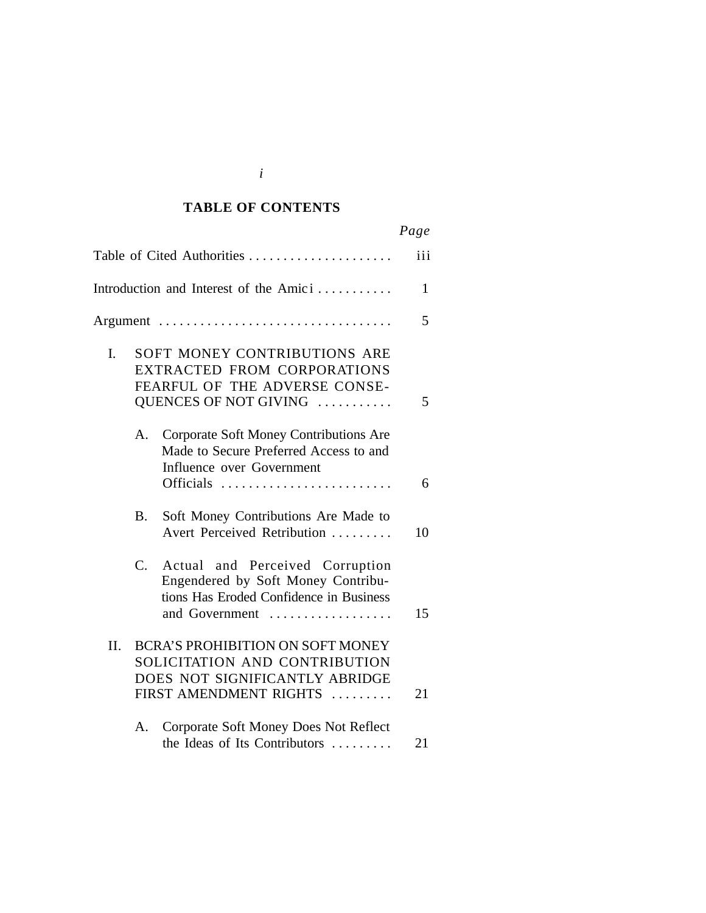## TABLE OF CONTENTS

| | Page |
|---|---|
| Table of Cited Authorities | iii |
| Introduction and Interest of the Amici | 1 |
| Argument | 5 |
| I. SOFT MONEY CONTRIBUTIONS ARE EXTRACTED FROM CORPORATIONS FEARFUL OF THE ADVERSE CONSEQUENCES OF NOT GIVING | 5 |
| A. Corporate Soft Money Contributions Are Made to Secure Preferred Access to and Influence over Government Officials | 6 |
| B. Soft Money Contributions Are Made to Avert Perceived Retribution | 10 |
| C. Actual and Perceived Corruption Engendered by Soft Money Contributions Has Eroded Confidence in Business and Government | 15 |
| II. BCRA'S PROHIBITION ON SOFT MONEY SOLICITATION AND CONTRIBUTION DOES NOT SIGNIFICANTLY ABRIDGE FIRST AMENDMENT RIGHTS | 21 |
| A. Corporate Soft Money Does Not Reflect the Ideas of Its Contributors | 21 |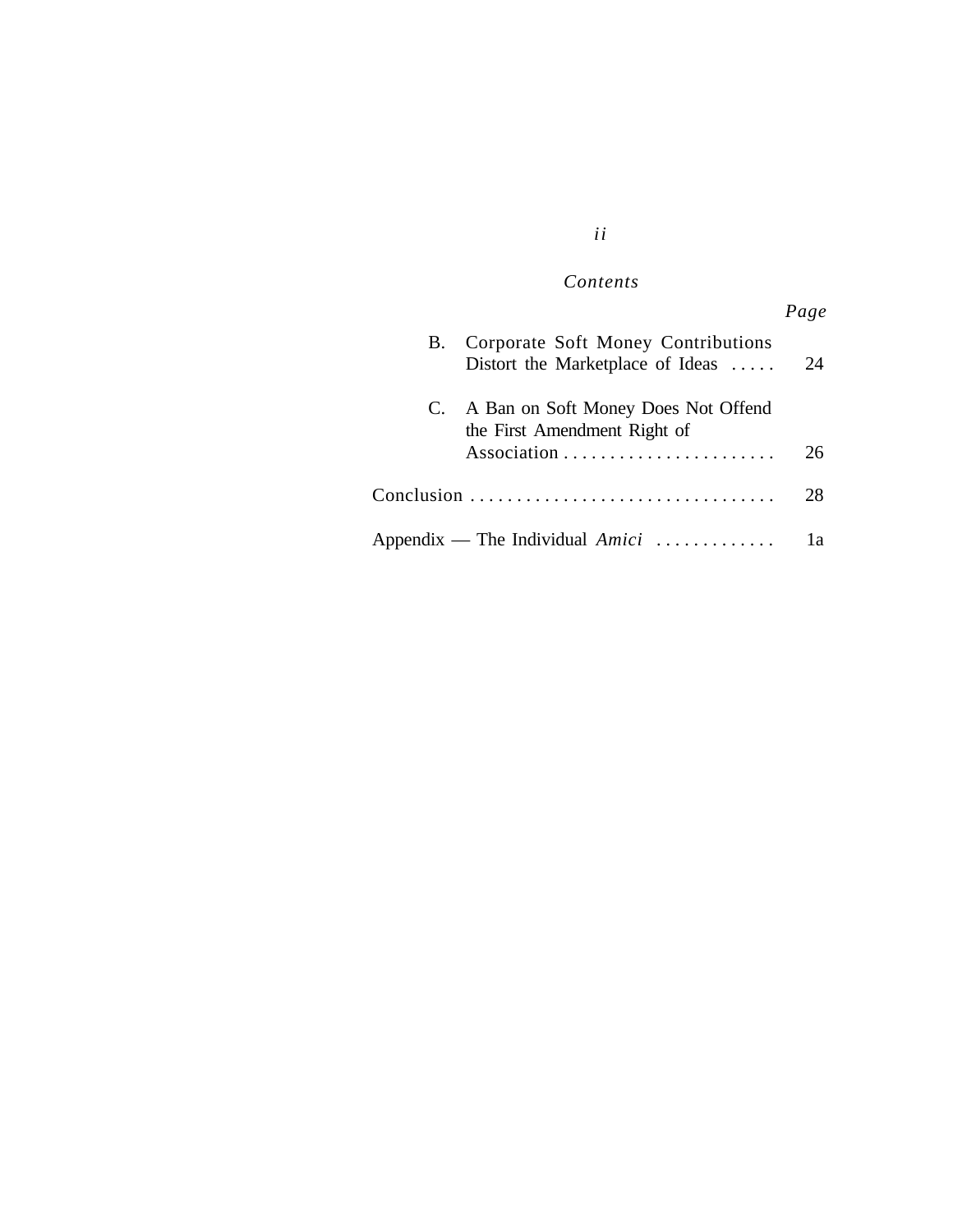*Contents*

| | | *Page* |
|---|---|---|
| B. | Corporate Soft Money Contributions Distort the Marketplace of Ideas | 24 |
| C. | A Ban on Soft Money Does Not Offend the First Amendment Right of Association | 26 |
| Conclusion | | 28 |
| Appendix — The Individual *Amici* | | 1a |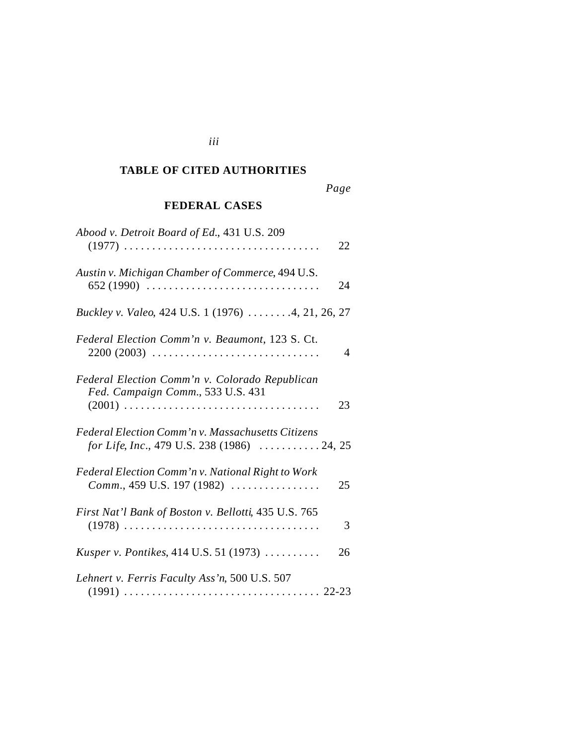## TABLE OF CITED AUTHORITIES

*Page*

### FEDERAL CASES

*Abood v. Detroit Board of Ed.*, 431 U.S. 209 (1977) . . . . . . . . . . . . . . . . . . . . . . . . . . . . . . . . . . . 22

*Austin v. Michigan Chamber of Commerce*, 494 U.S. 652 (1990) . . . . . . . . . . . . . . . . . . . . . . . . . . . . . . . 24

*Buckley v. Valeo*, 424 U.S. 1 (1976) . . . . . . . .4, 21, 26, 27

*Federal Election Comm'n v. Beaumont*, 123 S. Ct. 2200 (2003) . . . . . . . . . . . . . . . . . . . . . . . . . . . . . . 4

*Federal Election Comm'n v. Colorado Republican Fed. Campaign Comm.*, 533 U.S. 431 (2001) . . . . . . . . . . . . . . . . . . . . . . . . . . . . . . . . . . . 23

*Federal Election Comm'n v. Massachusetts Citizens for Life, Inc.*, 479 U.S. 238 (1986) . . . . . . . . . . . 24, 25

*Federal Election Comm'n v. National Right to Work Comm.*, 459 U.S. 197 (1982) . . . . . . . . . . . . . . . . 25

*First Nat'l Bank of Boston v. Bellotti*, 435 U.S. 765 (1978) . . . . . . . . . . . . . . . . . . . . . . . . . . . . . . . . . . . 3

*Kusper v. Pontikes*, 414 U.S. 51 (1973) . . . . . . . . . . 26

*Lehnert v. Ferris Faculty Ass'n*, 500 U.S. 507 (1991) . . . . . . . . . . . . . . . . . . . . . . . . . . . . . . . . . . . 22-23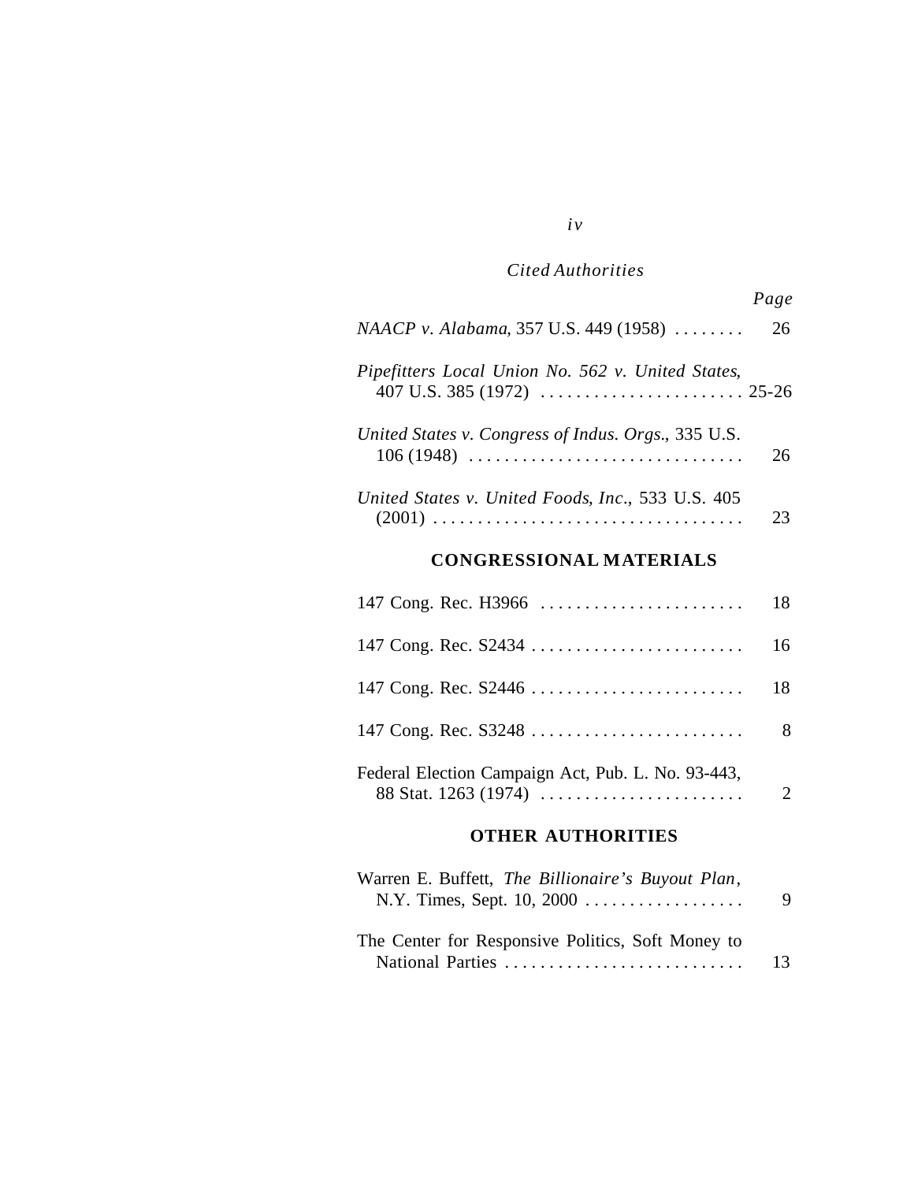*Cited Authorities*

*Page*

*NAACP v. Alabama*, 357 U.S. 449 (1958) . . . . . . . . 26

*Pipefitters Local Union No. 562 v. United States*, 407 U.S. 385 (1972) . . . . . . . . . . . . . . . . . . . . . . . 25-26

*United States v. Congress of Indus. Orgs.*, 335 U.S. 106 (1948) . . . . . . . . . . . . . . . . . . . . . . . . . . . . . . . 26

*United States v. United Foods, Inc.*, 533 U.S. 405 (2001) . . . . . . . . . . . . . . . . . . . . . . . . . . . . . . . . . . . 23

## CONGRESSIONAL MATERIALS

147 Cong. Rec. H3966 . . . . . . . . . . . . . . . . . . . . . . . 18

147 Cong. Rec. S2434 . . . . . . . . . . . . . . . . . . . . . . . . 16

147 Cong. Rec. S2446 . . . . . . . . . . . . . . . . . . . . . . . . 18

147 Cong. Rec. S3248 . . . . . . . . . . . . . . . . . . . . . . . . 8

Federal Election Campaign Act, Pub. L. No. 93-443, 88 Stat. 1263 (1974) . . . . . . . . . . . . . . . . . . . . . . . 2

## OTHER AUTHORITIES

Warren E. Buffett, *The Billionaire's Buyout Plan*, N.Y. Times, Sept. 10, 2000 . . . . . . . . . . . . . . . . . . 9

The Center for Responsive Politics, Soft Money to National Parties . . . . . . . . . . . . . . . . . . . . . . . . . . . 13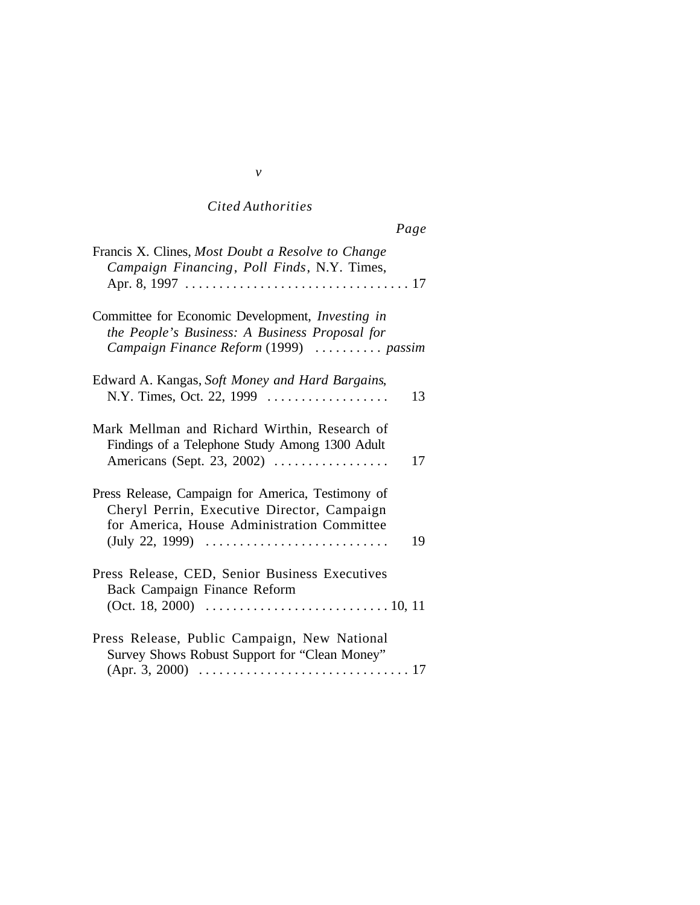*Cited Authorities*

*Page*

Francis X. Clines, *Most Doubt a Resolve to Change Campaign Financing, Poll Finds*, N.Y. Times, Apr. 8, 1997 . . . . . . . . . . . . . . . . . . . . . . . . . . . . . . . . . 17

Committee for Economic Development, *Investing in the People's Business: A Business Proposal for Campaign Finance Reform* (1999) . . . . . . . . . . *passim*

Edward A. Kangas, *Soft Money and Hard Bargains*, N.Y. Times, Oct. 22, 1999 . . . . . . . . . . . . . . . . . . 13

Mark Mellman and Richard Wirthin, Research of Findings of a Telephone Study Among 1300 Adult Americans (Sept. 23, 2002) . . . . . . . . . . . . . . . . . 17

Press Release, Campaign for America, Testimony of Cheryl Perrin, Executive Director, Campaign for America, House Administration Committee (July 22, 1999) . . . . . . . . . . . . . . . . . . . . . . . . . . . 19

Press Release, CED, Senior Business Executives Back Campaign Finance Reform (Oct. 18, 2000) . . . . . . . . . . . . . . . . . . . . . . . . . . . 10, 11

Press Release, Public Campaign, New National Survey Shows Robust Support for "Clean Money" (Apr. 3, 2000) . . . . . . . . . . . . . . . . . . . . . . . . . . . . . . . 17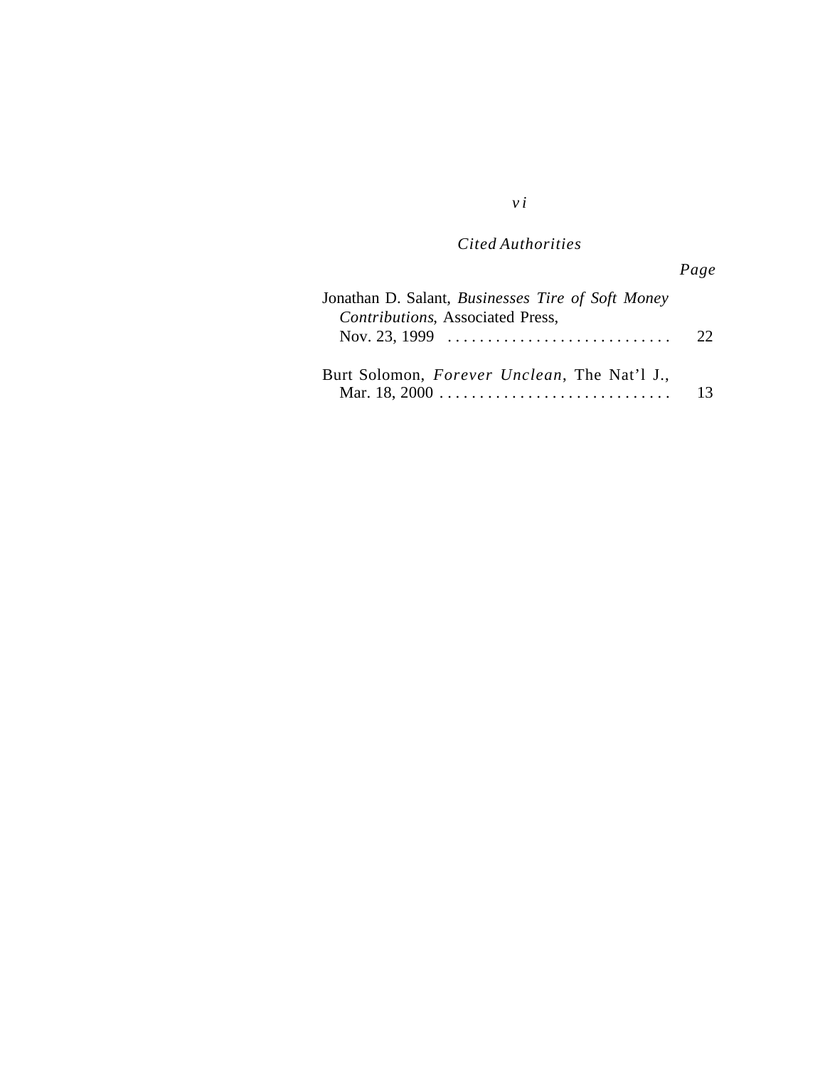*Cited Authorities*

| | Page |
|---|---|
| Jonathan D. Salant, *Businesses Tire of Soft Money Contributions*, Associated Press, Nov. 23, 1999 | 22 |
| Burt Solomon, *Forever Unclean*, The Nat'l J., Mar. 18, 2000 | 13 |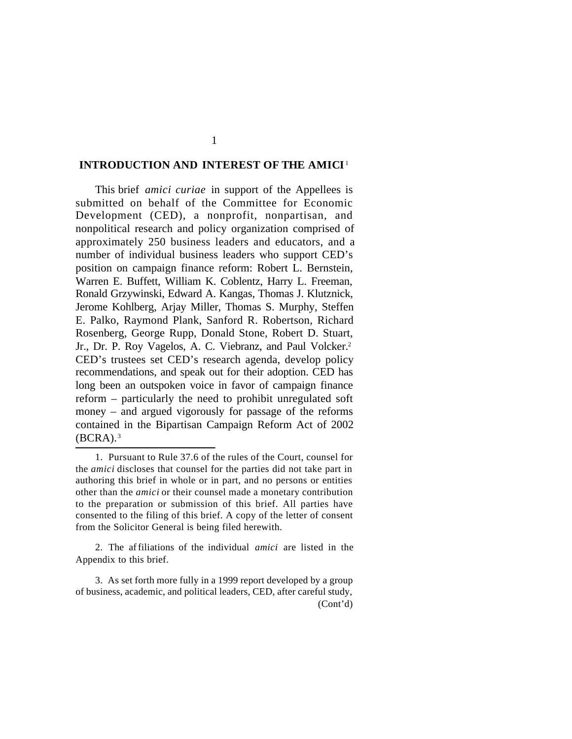## INTRODUCTION AND INTEREST OF THE AMICI[1]

This brief *amici curiae* in support of the Appellees is submitted on behalf of the Committee for Economic Development (CED), a nonprofit, nonpartisan, and nonpolitical research and policy organization comprised of approximately 250 business leaders and educators, and a number of individual business leaders who support CED's position on campaign finance reform: Robert L. Bernstein, Warren E. Buffett, William K. Coblentz, Harry L. Freeman, Ronald Grzywinski, Edward A. Kangas, Thomas J. Klutznick, Jerome Kohlberg, Arjay Miller, Thomas S. Murphy, Steffen E. Palko, Raymond Plank, Sanford R. Robertson, Richard Rosenberg, George Rupp, Donald Stone, Robert D. Stuart, Jr., Dr. P. Roy Vagelos, A. C. Viebranz, and Paul Volcker.[2] CED's trustees set CED's research agenda, develop policy recommendations, and speak out for their adoption. CED has long been an outspoken voice in favor of campaign finance reform – particularly the need to prohibit unregulated soft money – and argued vigorously for passage of the reforms contained in the Bipartisan Campaign Reform Act of 2002 (BCRA).[3]

---

1. Pursuant to Rule 37.6 of the rules of the Court, counsel for the *amici* discloses that counsel for the parties did not take part in authoring this brief in whole or in part, and no persons or entities other than the *amici* or their counsel made a monetary contribution to the preparation or submission of this brief. All parties have consented to the filing of this brief. A copy of the letter of consent from the Solicitor General is being filed herewith.

2. The affiliations of the individual *amici* are listed in the Appendix to this brief.

3. As set forth more fully in a 1999 report developed by a group of business, academic, and political leaders, CED, after careful study,

(Cont'd)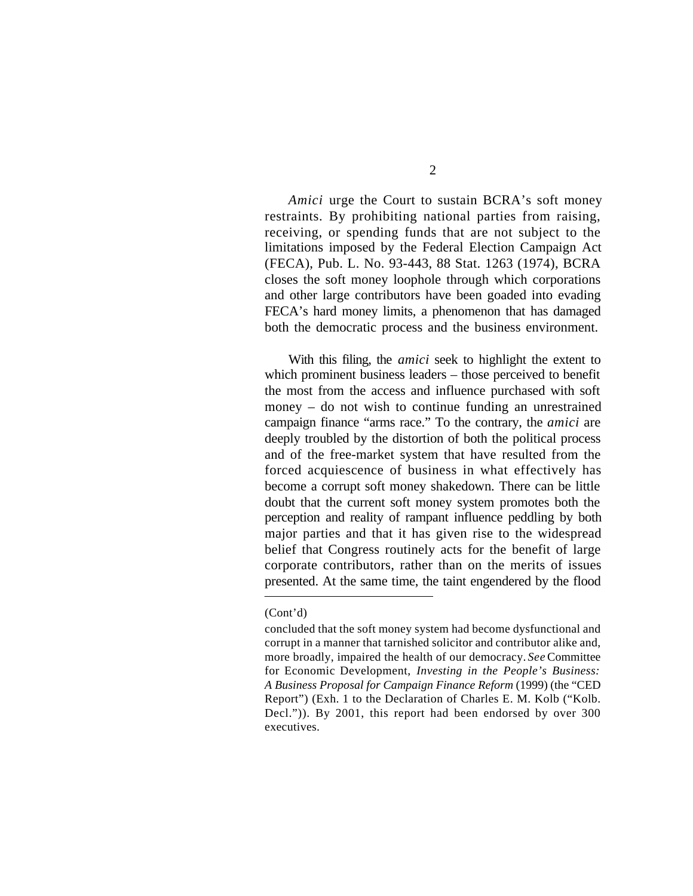*Amici* urge the Court to sustain BCRA's soft money restraints. By prohibiting national parties from raising, receiving, or spending funds that are not subject to the limitations imposed by the Federal Election Campaign Act (FECA), Pub. L. No. 93-443, 88 Stat. 1263 (1974), BCRA closes the soft money loophole through which corporations and other large contributors have been goaded into evading FECA's hard money limits, a phenomenon that has damaged both the democratic process and the business environment.

With this filing, the *amici* seek to highlight the extent to which prominent business leaders – those perceived to benefit the most from the access and influence purchased with soft money – do not wish to continue funding an unrestrained campaign finance "arms race." To the contrary, the *amici* are deeply troubled by the distortion of both the political process and of the free-market system that have resulted from the forced acquiescence of business in what effectively has become a corrupt soft money shakedown. There can be little doubt that the current soft money system promotes both the perception and reality of rampant influence peddling by both major parties and that it has given rise to the widespread belief that Congress routinely acts for the benefit of large corporate contributors, rather than on the merits of issues presented. At the same time, the taint engendered by the flood

---

(Cont'd)

concluded that the soft money system had become dysfunctional and corrupt in a manner that tarnished solicitor and contributor alike and, more broadly, impaired the health of our democracy. *See* Committee for Economic Development, *Investing in the People's Business: A Business Proposal for Campaign Finance Reform* (1999) (the "CED Report") (Exh. 1 to the Declaration of Charles E. M. Kolb ("Kolb. Decl.")). By 2001, this report had been endorsed by over 300 executives.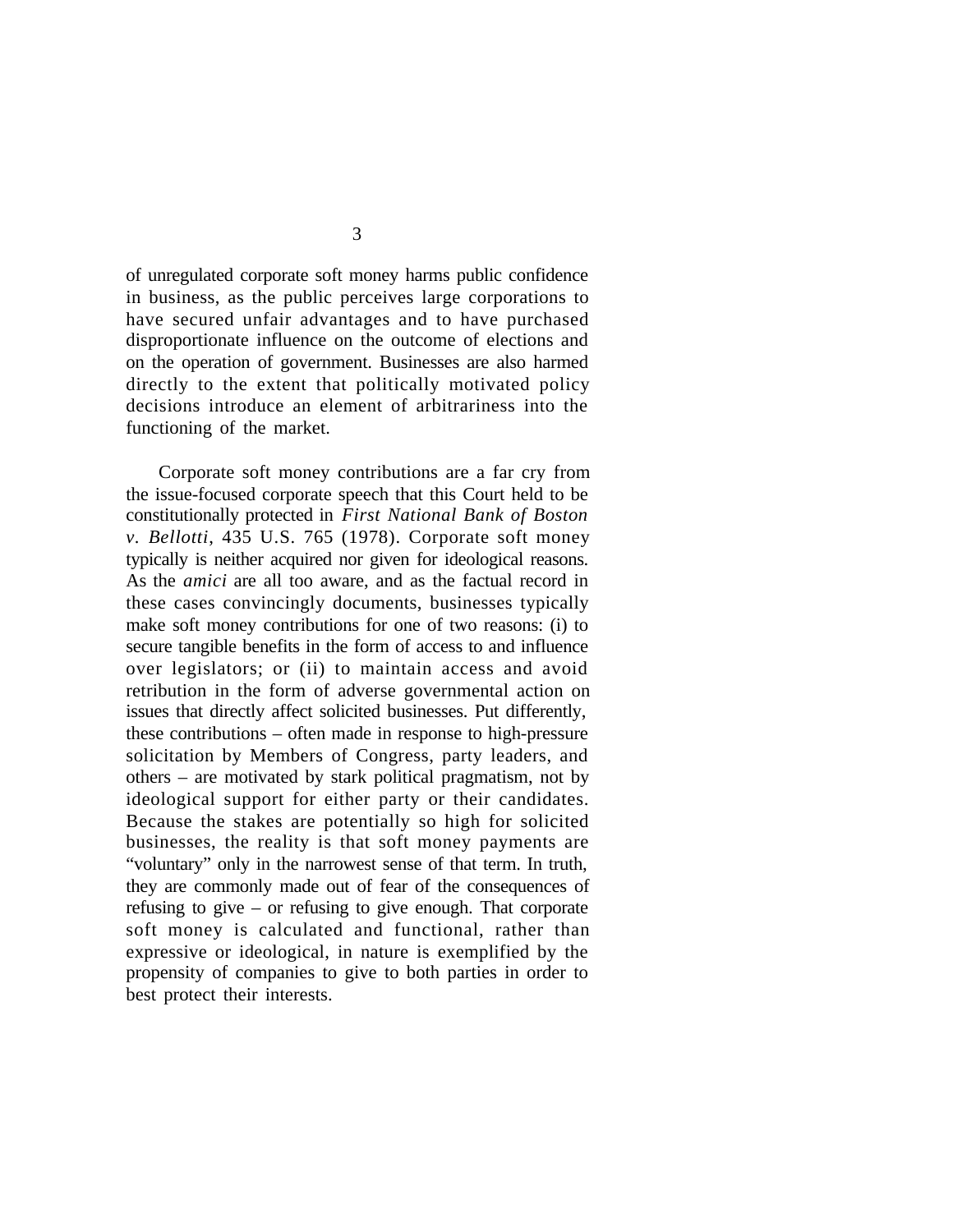of unregulated corporate soft money harms public confidence in business, as the public perceives large corporations to have secured unfair advantages and to have purchased disproportionate influence on the outcome of elections and on the operation of government. Businesses are also harmed directly to the extent that politically motivated policy decisions introduce an element of arbitrariness into the functioning of the market.

Corporate soft money contributions are a far cry from the issue-focused corporate speech that this Court held to be constitutionally protected in *First National Bank of Boston v. Bellotti*, 435 U.S. 765 (1978). Corporate soft money typically is neither acquired nor given for ideological reasons. As the *amici* are all too aware, and as the factual record in these cases convincingly documents, businesses typically make soft money contributions for one of two reasons: (i) to secure tangible benefits in the form of access to and influence over legislators; or (ii) to maintain access and avoid retribution in the form of adverse governmental action on issues that directly affect solicited businesses. Put differently, these contributions – often made in response to high-pressure solicitation by Members of Congress, party leaders, and others – are motivated by stark political pragmatism, not by ideological support for either party or their candidates. Because the stakes are potentially so high for solicited businesses, the reality is that soft money payments are "voluntary" only in the narrowest sense of that term. In truth, they are commonly made out of fear of the consequences of refusing to give – or refusing to give enough. That corporate soft money is calculated and functional, rather than expressive or ideological, in nature is exemplified by the propensity of companies to give to both parties in order to best protect their interests.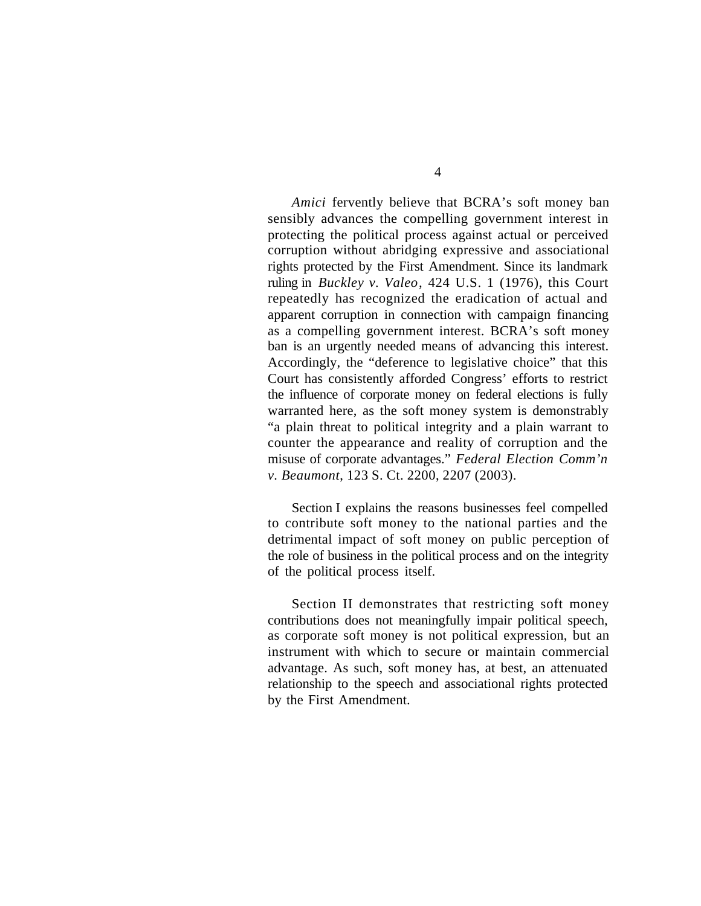*Amici* fervently believe that BCRA's soft money ban sensibly advances the compelling government interest in protecting the political process against actual or perceived corruption without abridging expressive and associational rights protected by the First Amendment. Since its landmark ruling in *Buckley v. Valeo*, 424 U.S. 1 (1976), this Court repeatedly has recognized the eradication of actual and apparent corruption in connection with campaign financing as a compelling government interest. BCRA's soft money ban is an urgently needed means of advancing this interest. Accordingly, the "deference to legislative choice" that this Court has consistently afforded Congress' efforts to restrict the influence of corporate money on federal elections is fully warranted here, as the soft money system is demonstrably "a plain threat to political integrity and a plain warrant to counter the appearance and reality of corruption and the misuse of corporate advantages." *Federal Election Comm'n v. Beaumont*, 123 S. Ct. 2200, 2207 (2003).

Section I explains the reasons businesses feel compelled to contribute soft money to the national parties and the detrimental impact of soft money on public perception of the role of business in the political process and on the integrity of the political process itself.

Section II demonstrates that restricting soft money contributions does not meaningfully impair political speech, as corporate soft money is not political expression, but an instrument with which to secure or maintain commercial advantage. As such, soft money has, at best, an attenuated relationship to the speech and associational rights protected by the First Amendment.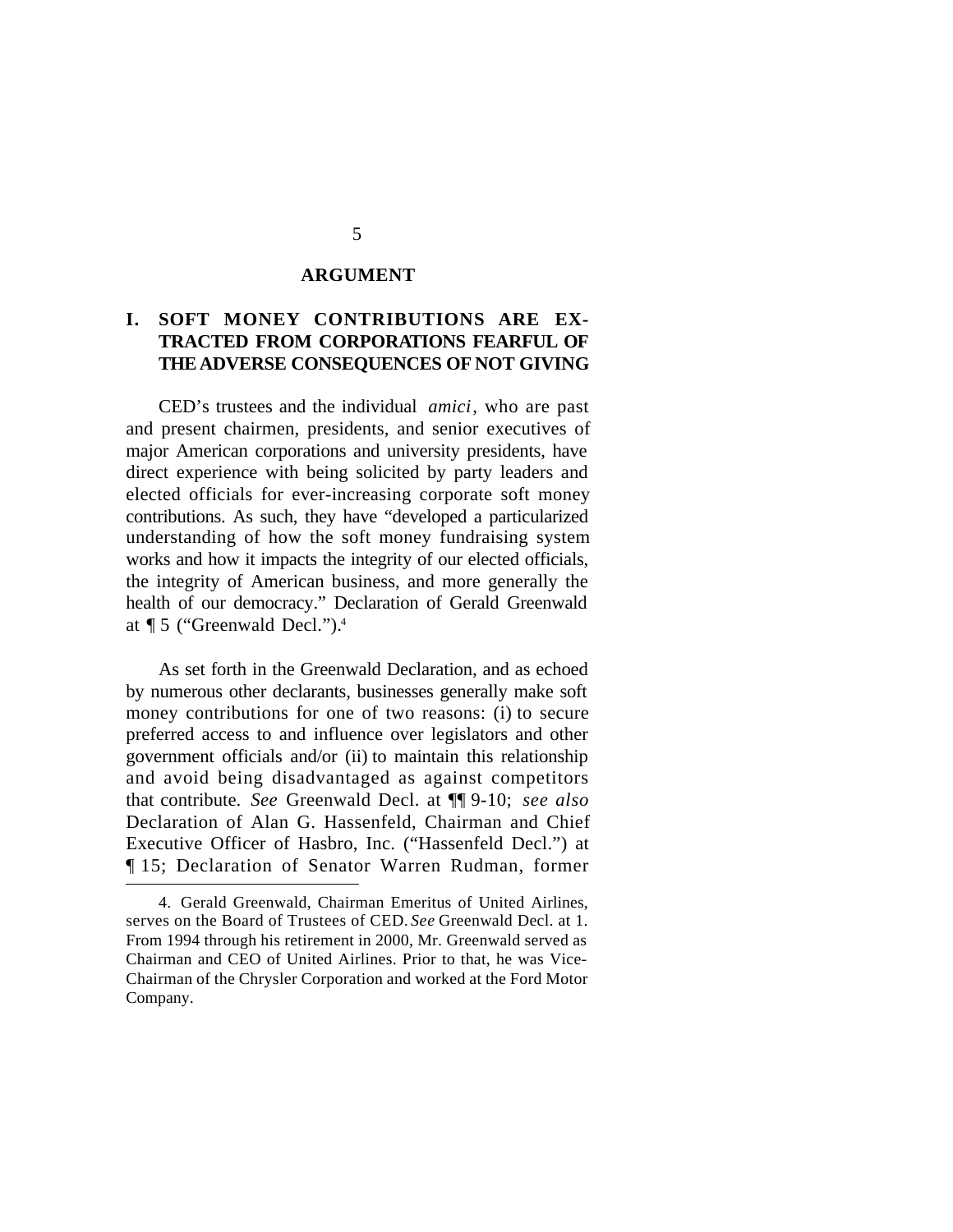## ARGUMENT

### I. SOFT MONEY CONTRIBUTIONS ARE EXTRACTED FROM CORPORATIONS FEARFUL OF THE ADVERSE CONSEQUENCES OF NOT GIVING

CED's trustees and the individual *amici*, who are past and present chairmen, presidents, and senior executives of major American corporations and university presidents, have direct experience with being solicited by party leaders and elected officials for ever-increasing corporate soft money contributions. As such, they have "developed a particularized understanding of how the soft money fundraising system works and how it impacts the integrity of our elected officials, the integrity of American business, and more generally the health of our democracy." Declaration of Gerald Greenwald at ¶ 5 ("Greenwald Decl.").[4]

As set forth in the Greenwald Declaration, and as echoed by numerous other declarants, businesses generally make soft money contributions for one of two reasons: (i) to secure preferred access to and influence over legislators and other government officials and/or (ii) to maintain this relationship and avoid being disadvantaged as against competitors that contribute. *See* Greenwald Decl. at ¶¶ 9-10; *see also* Declaration of Alan G. Hassenfeld, Chairman and Chief Executive Officer of Hasbro, Inc. ("Hassenfeld Decl.") at ¶ 15; Declaration of Senator Warren Rudman, former

---

4. Gerald Greenwald, Chairman Emeritus of United Airlines, serves on the Board of Trustees of CED. *See* Greenwald Decl. at 1. From 1994 through his retirement in 2000, Mr. Greenwald served as Chairman and CEO of United Airlines. Prior to that, he was Vice-Chairman of the Chrysler Corporation and worked at the Ford Motor Company.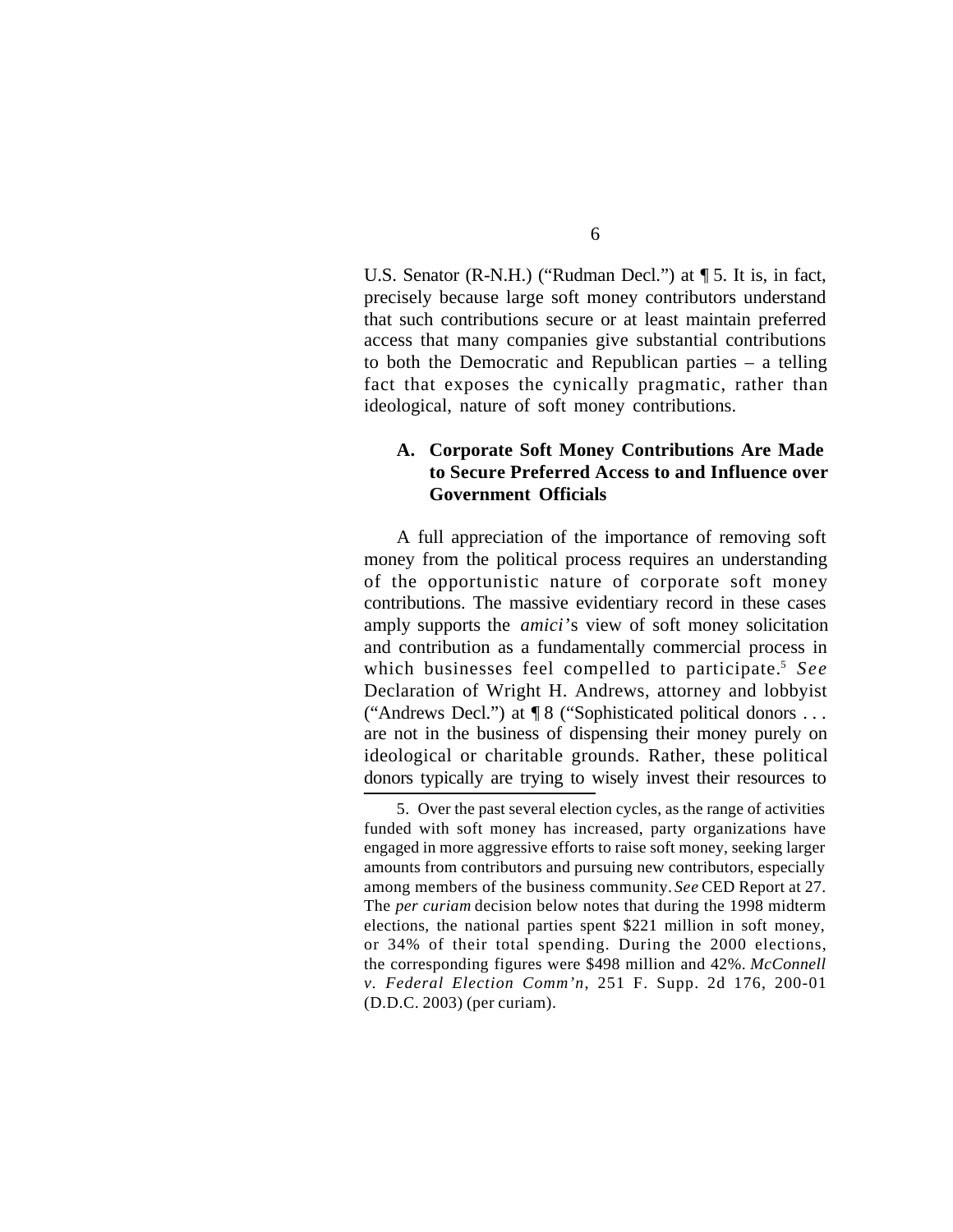U.S. Senator (R-N.H.) ("Rudman Decl.") at ¶ 5. It is, in fact, precisely because large soft money contributors understand that such contributions secure or at least maintain preferred access that many companies give substantial contributions to both the Democratic and Republican parties – a telling fact that exposes the cynically pragmatic, rather than ideological, nature of soft money contributions.

### A. Corporate Soft Money Contributions Are Made to Secure Preferred Access to and Influence over Government Officials

A full appreciation of the importance of removing soft money from the political process requires an understanding of the opportunistic nature of corporate soft money contributions. The massive evidentiary record in these cases amply supports the *amici*'s view of soft money solicitation and contribution as a fundamentally commercial process in which businesses feel compelled to participate.[5] *See* Declaration of Wright H. Andrews, attorney and lobbyist ("Andrews Decl.") at ¶ 8 ("Sophisticated political donors . . . are not in the business of dispensing their money purely on ideological or charitable grounds. Rather, these political donors typically are trying to wisely invest their resources to

5. Over the past several election cycles, as the range of activities funded with soft money has increased, party organizations have engaged in more aggressive efforts to raise soft money, seeking larger amounts from contributors and pursuing new contributors, especially among members of the business community. *See* CED Report at 27. The *per curiam* decision below notes that during the 1998 midterm elections, the national parties spent $221 million in soft money, or 34% of their total spending. During the 2000 elections, the corresponding figures were $498 million and 42%. *McConnell v. Federal Election Comm'n*, 251 F. Supp. 2d 176, 200-01 (D.D.C. 2003) (per curiam).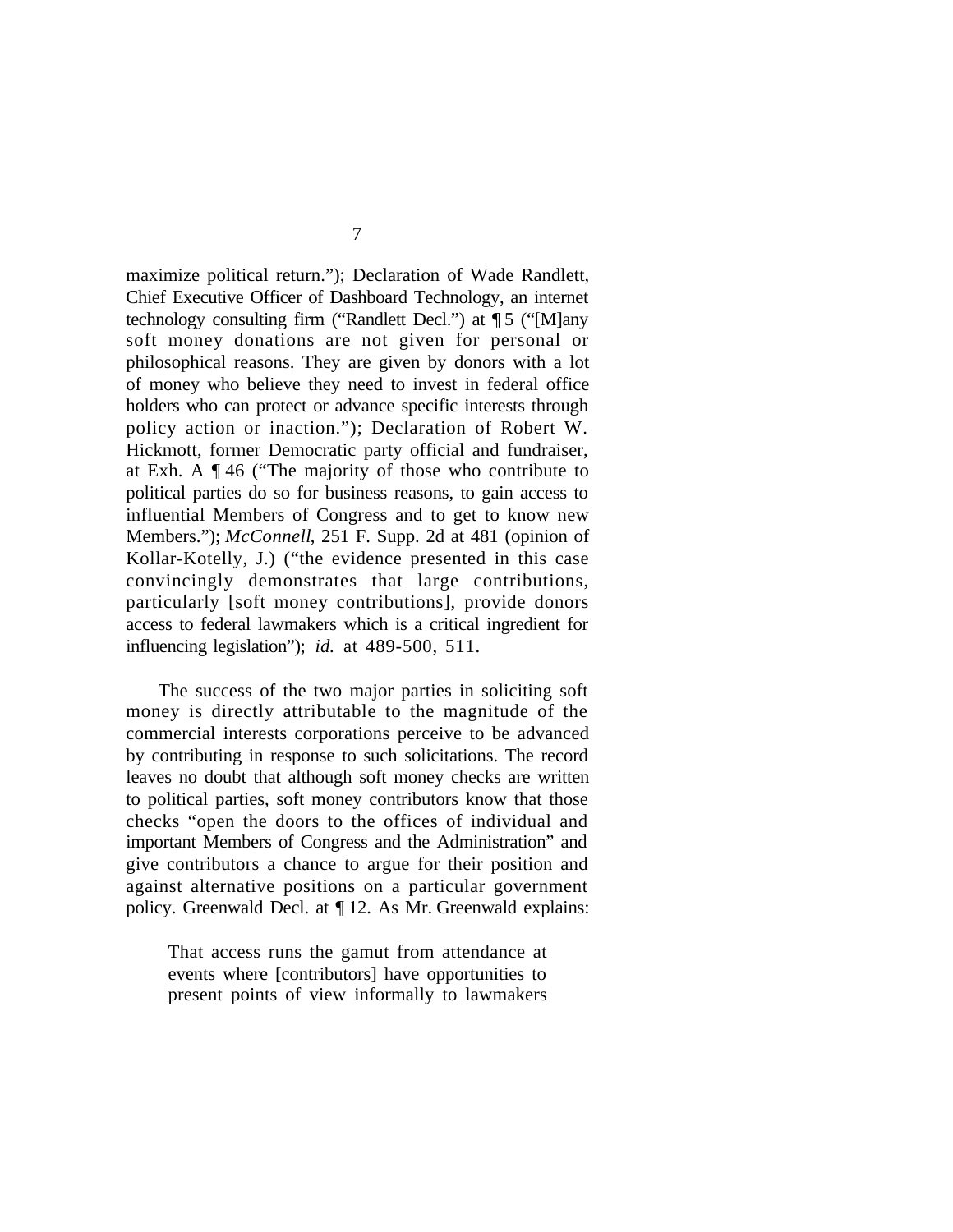maximize political return."); Declaration of Wade Randlett, Chief Executive Officer of Dashboard Technology, an internet technology consulting firm ("Randlett Decl.") at ¶ 5 ("[M]any soft money donations are not given for personal or philosophical reasons. They are given by donors with a lot of money who believe they need to invest in federal office holders who can protect or advance specific interests through policy action or inaction."); Declaration of Robert W. Hickmott, former Democratic party official and fundraiser, at Exh. A ¶ 46 ("The majority of those who contribute to political parties do so for business reasons, to gain access to influential Members of Congress and to get to know new Members."); *McConnell*, 251 F. Supp. 2d at 481 (opinion of Kollar-Kotelly, J.) ("the evidence presented in this case convincingly demonstrates that large contributions, particularly [soft money contributions], provide donors access to federal lawmakers which is a critical ingredient for influencing legislation"); *id.* at 489-500, 511.

The success of the two major parties in soliciting soft money is directly attributable to the magnitude of the commercial interests corporations perceive to be advanced by contributing in response to such solicitations. The record leaves no doubt that although soft money checks are written to political parties, soft money contributors know that those checks "open the doors to the offices of individual and important Members of Congress and the Administration" and give contributors a chance to argue for their position and against alternative positions on a particular government policy. Greenwald Decl. at ¶ 12. As Mr. Greenwald explains:

> That access runs the gamut from attendance at events where [contributors] have opportunities to present points of view informally to lawmakers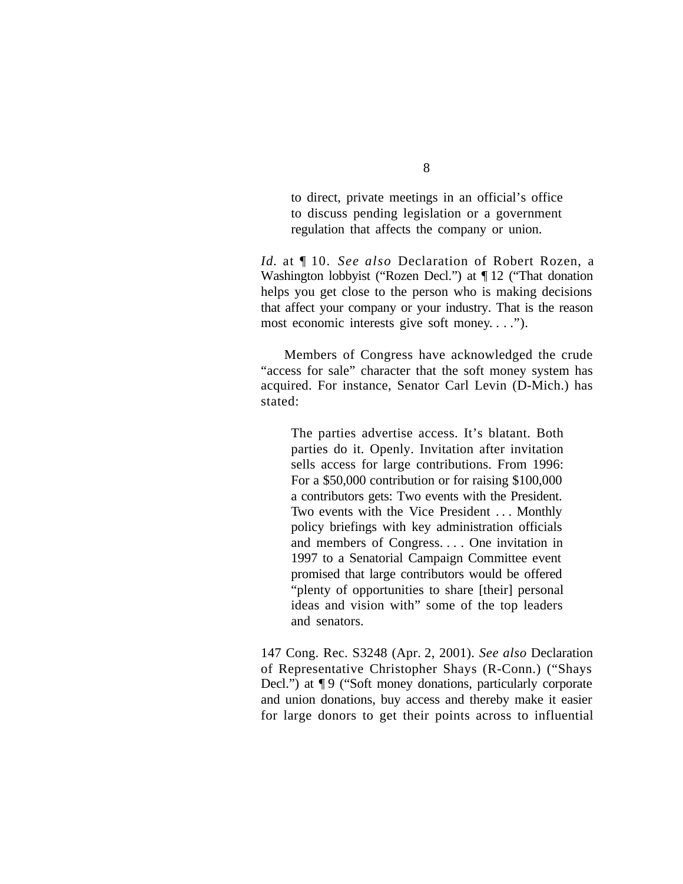> to direct, private meetings in an official's office to discuss pending legislation or a government regulation that affects the company or union.

*Id.* at ¶ 10. *See also* Declaration of Robert Rozen, a Washington lobbyist ("Rozen Decl.") at ¶ 12 ("That donation helps you get close to the person who is making decisions that affect your company or your industry. That is the reason most economic interests give soft money. . . .").

Members of Congress have acknowledged the crude "access for sale" character that the soft money system has acquired. For instance, Senator Carl Levin (D-Mich.) has stated:

> The parties advertise access. It's blatant. Both parties do it. Openly. Invitation after invitation sells access for large contributions. From 1996: For a $50,000 contribution or for raising $100,000 a contributors gets: Two events with the President. Two events with the Vice President . . . Monthly policy briefings with key administration officials and members of Congress. . . . One invitation in 1997 to a Senatorial Campaign Committee event promised that large contributors would be offered "plenty of opportunities to share [their] personal ideas and vision with" some of the top leaders and senators.

147 Cong. Rec. S3248 (Apr. 2, 2001). *See also* Declaration of Representative Christopher Shays (R-Conn.) ("Shays Decl.") at ¶ 9 ("Soft money donations, particularly corporate and union donations, buy access and thereby make it easier for large donors to get their points across to influential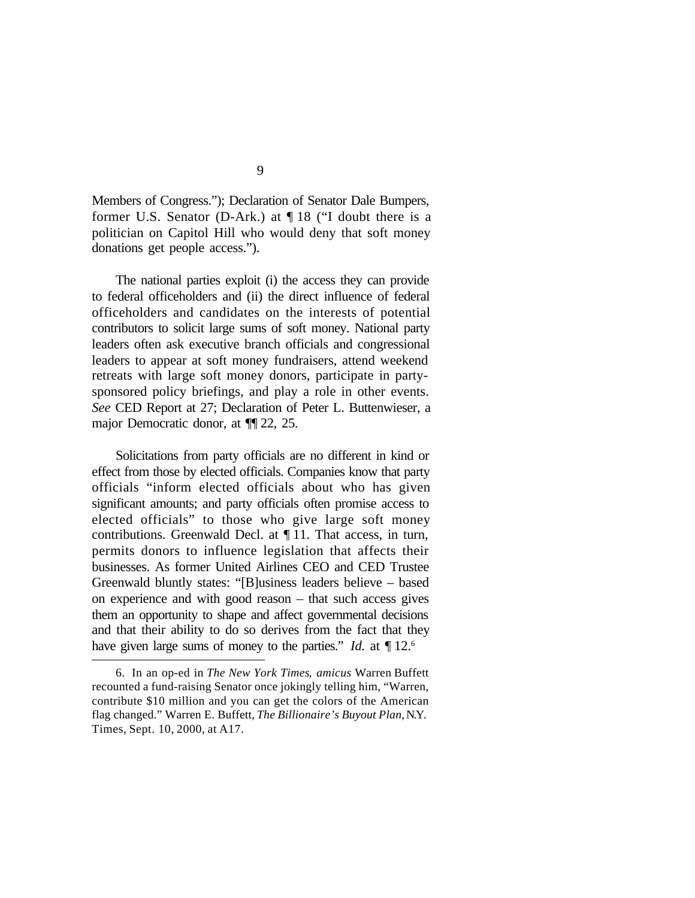Members of Congress."); Declaration of Senator Dale Bumpers, former U.S. Senator (D-Ark.) at ¶ 18 ("I doubt there is a politician on Capitol Hill who would deny that soft money donations get people access.").

The national parties exploit (i) the access they can provide to federal officeholders and (ii) the direct influence of federal officeholders and candidates on the interests of potential contributors to solicit large sums of soft money. National party leaders often ask executive branch officials and congressional leaders to appear at soft money fundraisers, attend weekend retreats with large soft money donors, participate in party-sponsored policy briefings, and play a role in other events. *See* CED Report at 27; Declaration of Peter L. Buttenwieser, a major Democratic donor, at ¶¶ 22, 25.

Solicitations from party officials are no different in kind or effect from those by elected officials. Companies know that party officials "inform elected officials about who has given significant amounts; and party officials often promise access to elected officials" to those who give large soft money contributions. Greenwald Decl. at ¶ 11. That access, in turn, permits donors to influence legislation that affects their businesses. As former United Airlines CEO and CED Trustee Greenwald bluntly states: "[B]usiness leaders believe – based on experience and with good reason – that such access gives them an opportunity to shape and affect governmental decisions and that their ability to do so derives from the fact that they have given large sums of money to the parties." *Id.* at ¶ 12.[6]

---

6. In an op-ed in *The New York Times*, *amicus* Warren Buffett recounted a fund-raising Senator once jokingly telling him, "Warren, contribute $10 million and you can get the colors of the American flag changed." Warren E. Buffett, *The Billionaire's Buyout Plan*, N.Y. Times, Sept. 10, 2000, at A17.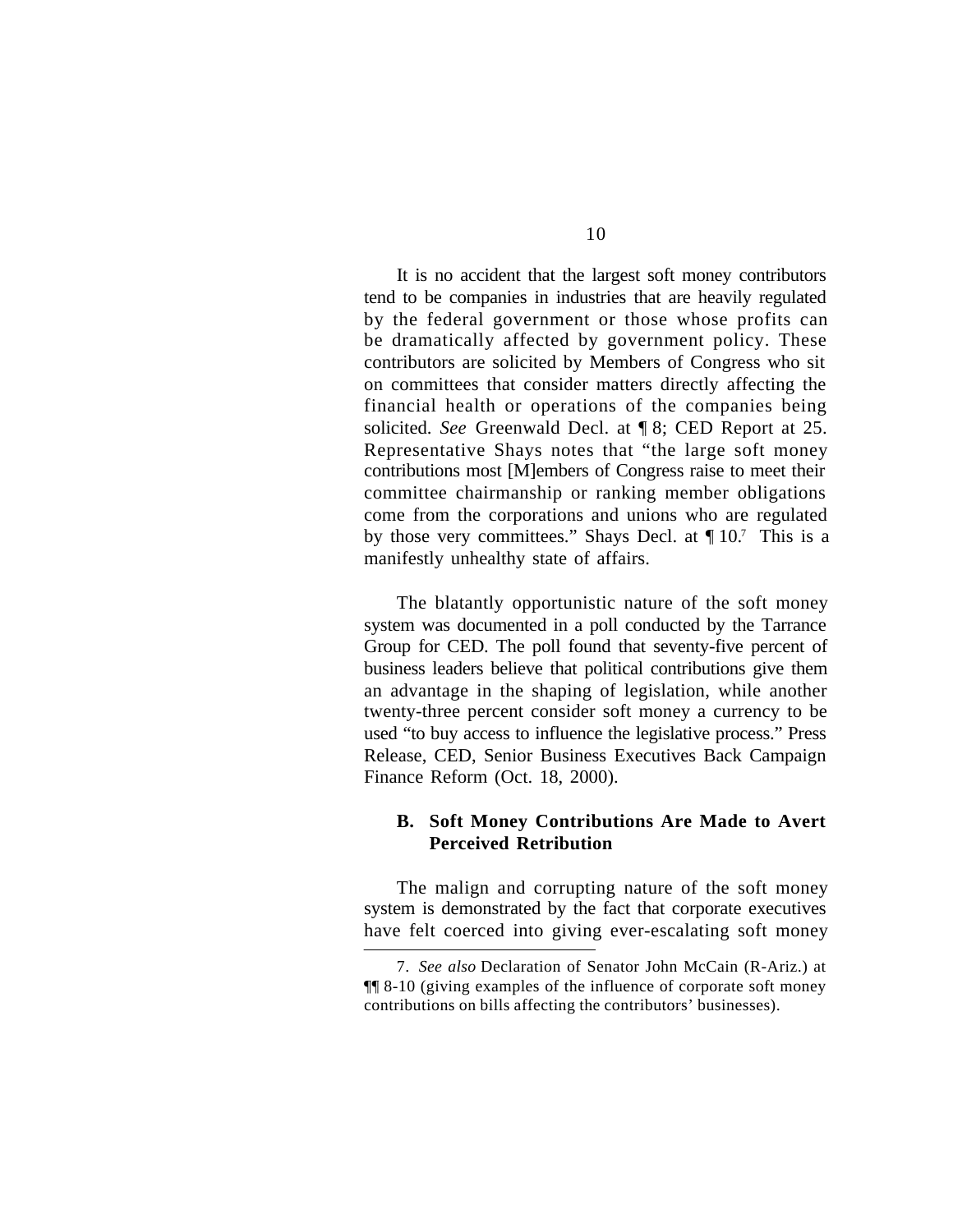It is no accident that the largest soft money contributors tend to be companies in industries that are heavily regulated by the federal government or those whose profits can be dramatically affected by government policy. These contributors are solicited by Members of Congress who sit on committees that consider matters directly affecting the financial health or operations of the companies being solicited. *See* Greenwald Decl. at ¶ 8; CED Report at 25. Representative Shays notes that "the large soft money contributions most [M]embers of Congress raise to meet their committee chairmanship or ranking member obligations come from the corporations and unions who are regulated by those very committees." Shays Decl. at ¶ 10.[7] This is a manifestly unhealthy state of affairs.

The blatantly opportunistic nature of the soft money system was documented in a poll conducted by the Tarrance Group for CED. The poll found that seventy-five percent of business leaders believe that political contributions give them an advantage in the shaping of legislation, while another twenty-three percent consider soft money a currency to be used "to buy access to influence the legislative process." Press Release, CED, Senior Business Executives Back Campaign Finance Reform (Oct. 18, 2000).

### B. Soft Money Contributions Are Made to Avert Perceived Retribution

The malign and corrupting nature of the soft money system is demonstrated by the fact that corporate executives have felt coerced into giving ever-escalating soft money

7. *See also* Declaration of Senator John McCain (R-Ariz.) at ¶¶ 8-10 (giving examples of the influence of corporate soft money contributions on bills affecting the contributors' businesses).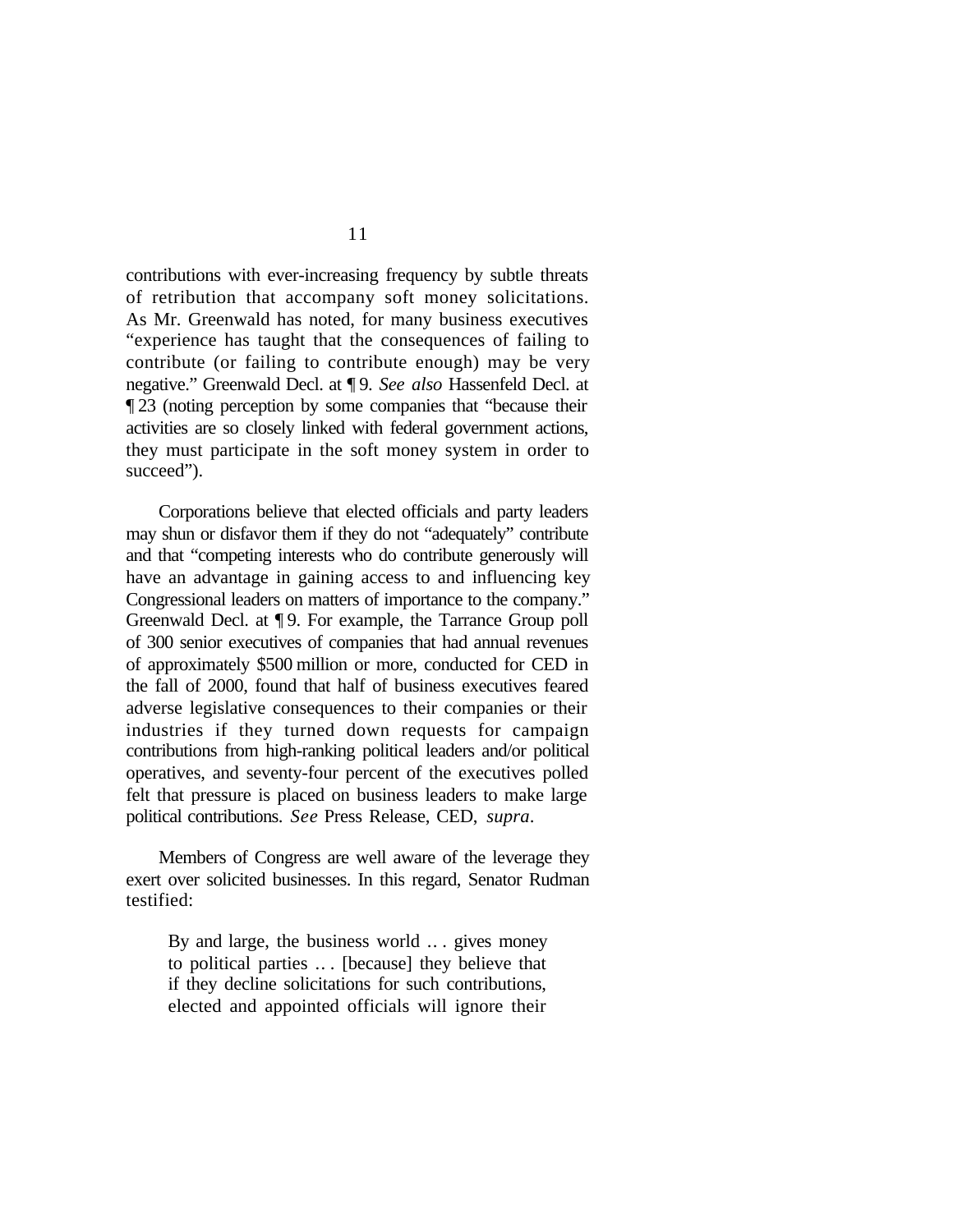contributions with ever-increasing frequency by subtle threats of retribution that accompany soft money solicitations. As Mr. Greenwald has noted, for many business executives "experience has taught that the consequences of failing to contribute (or failing to contribute enough) may be very negative." Greenwald Decl. at ¶ 9. *See also* Hassenfeld Decl. at ¶ 23 (noting perception by some companies that "because their activities are so closely linked with federal government actions, they must participate in the soft money system in order to succeed").

Corporations believe that elected officials and party leaders may shun or disfavor them if they do not "adequately" contribute and that "competing interests who do contribute generously will have an advantage in gaining access to and influencing key Congressional leaders on matters of importance to the company." Greenwald Decl. at ¶ 9. For example, the Tarrance Group poll of 300 senior executives of companies that had annual revenues of approximately $500 million or more, conducted for CED in the fall of 2000, found that half of business executives feared adverse legislative consequences to their companies or their industries if they turned down requests for campaign contributions from high-ranking political leaders and/or political operatives, and seventy-four percent of the executives polled felt that pressure is placed on business leaders to make large political contributions. *See* Press Release, CED, *supra*.

Members of Congress are well aware of the leverage they exert over solicited businesses. In this regard, Senator Rudman testified:

> By and large, the business world ... gives money to political parties ... [because] they believe that if they decline solicitations for such contributions, elected and appointed officials will ignore their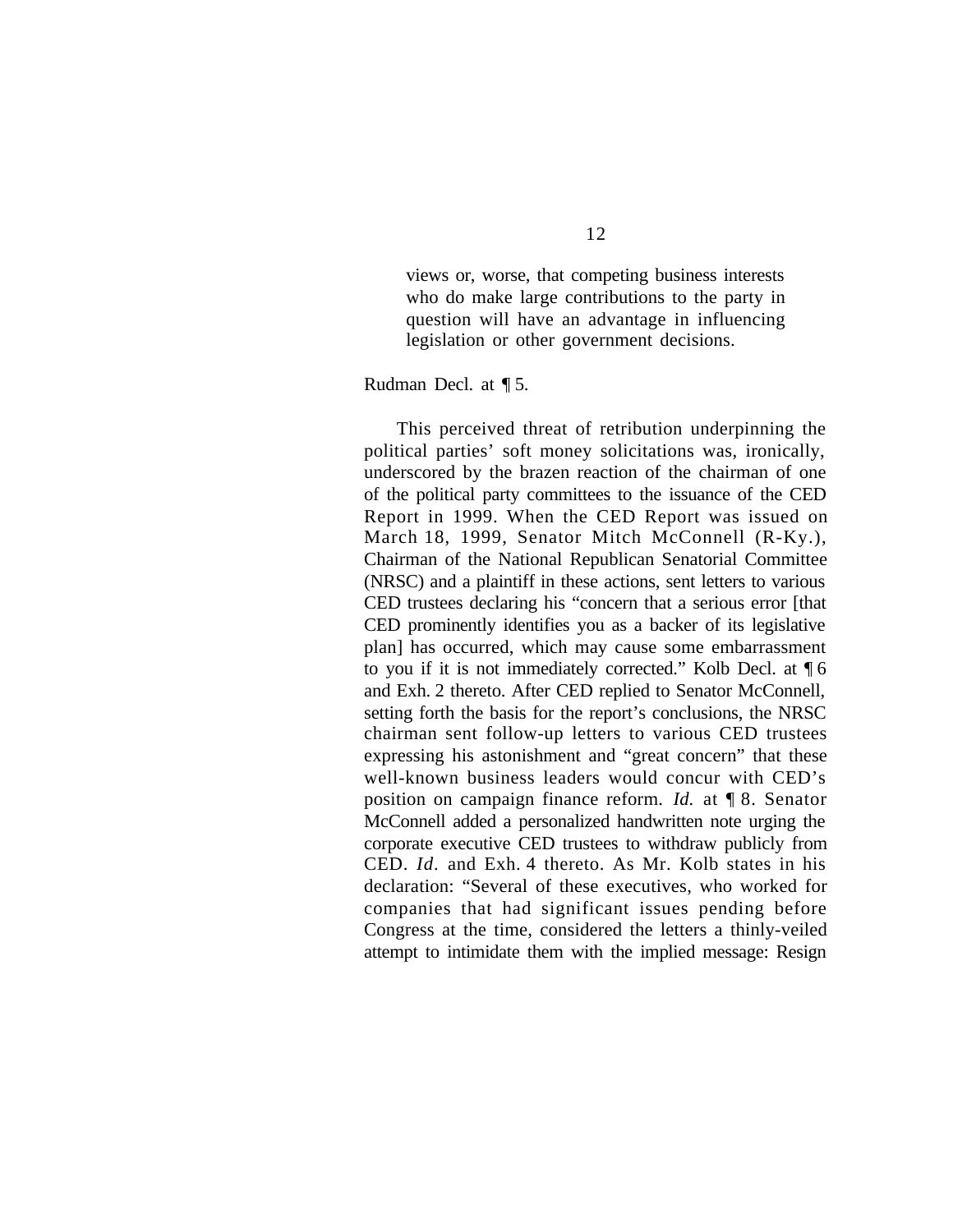> views or, worse, that competing business interests who do make large contributions to the party in question will have an advantage in influencing legislation or other government decisions.

Rudman Decl. at ¶ 5.

This perceived threat of retribution underpinning the political parties' soft money solicitations was, ironically, underscored by the brazen reaction of the chairman of one of the political party committees to the issuance of the CED Report in 1999. When the CED Report was issued on March 18, 1999, Senator Mitch McConnell (R-Ky.), Chairman of the National Republican Senatorial Committee (NRSC) and a plaintiff in these actions, sent letters to various CED trustees declaring his "concern that a serious error [that CED prominently identifies you as a backer of its legislative plan] has occurred, which may cause some embarrassment to you if it is not immediately corrected." Kolb Decl. at ¶ 6 and Exh. 2 thereto. After CED replied to Senator McConnell, setting forth the basis for the report's conclusions, the NRSC chairman sent follow-up letters to various CED trustees expressing his astonishment and "great concern" that these well-known business leaders would concur with CED's position on campaign finance reform. *Id.* at ¶ 8. Senator McConnell added a personalized handwritten note urging the corporate executive CED trustees to withdraw publicly from CED. *Id*. and Exh. 4 thereto. As Mr. Kolb states in his declaration: "Several of these executives, who worked for companies that had significant issues pending before Congress at the time, considered the letters a thinly-veiled attempt to intimidate them with the implied message: Resign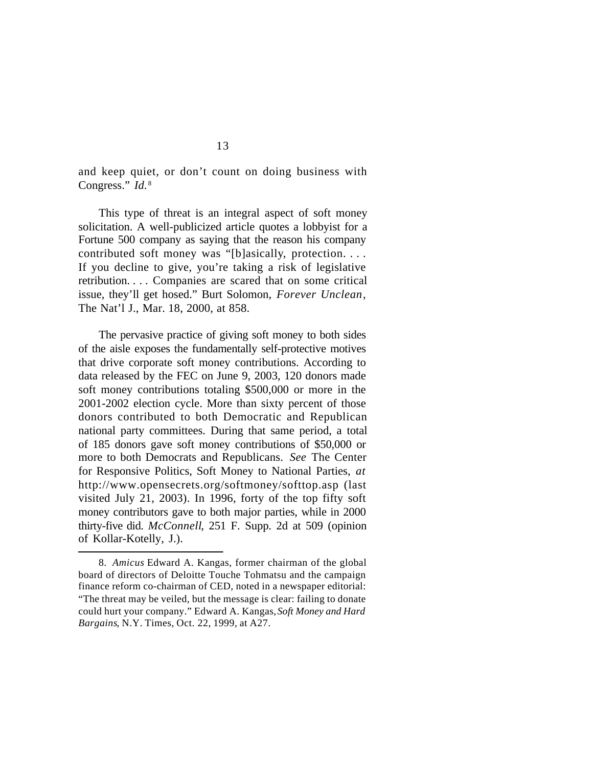and keep quiet, or don't count on doing business with Congress." *Id.*[8]

This type of threat is an integral aspect of soft money solicitation. A well-publicized article quotes a lobbyist for a Fortune 500 company as saying that the reason his company contributed soft money was "[b]asically, protection. . . . If you decline to give, you're taking a risk of legislative retribution. . . . Companies are scared that on some critical issue, they'll get hosed." Burt Solomon, *Forever Unclean*, The Nat'l J., Mar. 18, 2000, at 858.

The pervasive practice of giving soft money to both sides of the aisle exposes the fundamentally self-protective motives that drive corporate soft money contributions. According to data released by the FEC on June 9, 2003, 120 donors made soft money contributions totaling $500,000 or more in the 2001-2002 election cycle. More than sixty percent of those donors contributed to both Democratic and Republican national party committees. During that same period, a total of 185 donors gave soft money contributions of $50,000 or more to both Democrats and Republicans. *See* The Center for Responsive Politics, Soft Money to National Parties, *at* http://www.opensecrets.org/softmoney/softtop.asp (last visited July 21, 2003). In 1996, forty of the top fifty soft money contributors gave to both major parties, while in 2000 thirty-five did. *McConnell*, 251 F. Supp. 2d at 509 (opinion of Kollar-Kotelly, J.).

8. *Amicus* Edward A. Kangas, former chairman of the global board of directors of Deloitte Touche Tohmatsu and the campaign finance reform co-chairman of CED, noted in a newspaper editorial: "The threat may be veiled, but the message is clear: failing to donate could hurt your company." Edward A. Kangas, *Soft Money and Hard Bargains*, N.Y. Times, Oct. 22, 1999, at A27.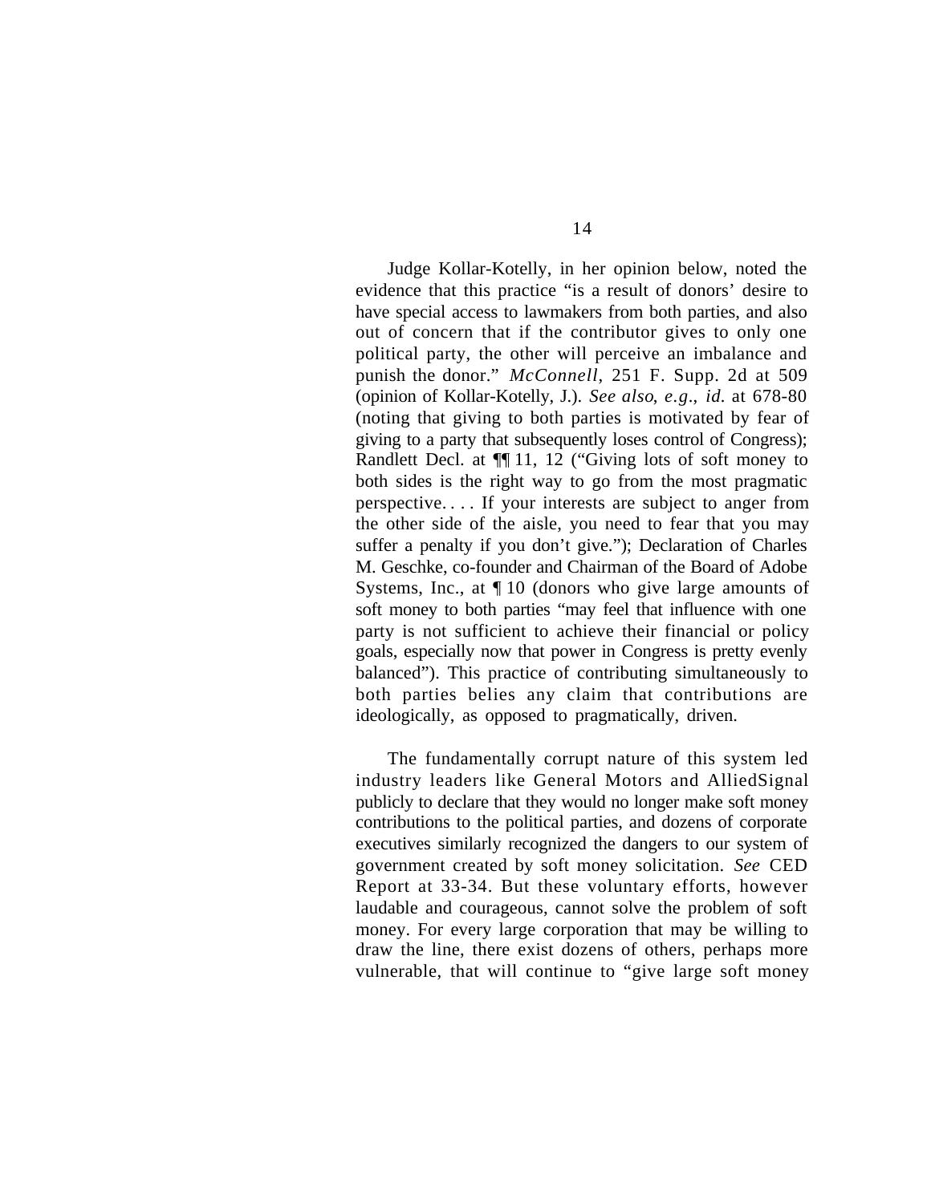Judge Kollar-Kotelly, in her opinion below, noted the evidence that this practice "is a result of donors' desire to have special access to lawmakers from both parties, and also out of concern that if the contributor gives to only one political party, the other will perceive an imbalance and punish the donor." *McConnell*, 251 F. Supp. 2d at 509 (opinion of Kollar-Kotelly, J.). *See also*, *e.g*., *id*. at 678-80 (noting that giving to both parties is motivated by fear of giving to a party that subsequently loses control of Congress); Randlett Decl. at ¶¶ 11, 12 ("Giving lots of soft money to both sides is the right way to go from the most pragmatic perspective. . . . If your interests are subject to anger from the other side of the aisle, you need to fear that you may suffer a penalty if you don't give."); Declaration of Charles M. Geschke, co-founder and Chairman of the Board of Adobe Systems, Inc., at ¶ 10 (donors who give large amounts of soft money to both parties "may feel that influence with one party is not sufficient to achieve their financial or policy goals, especially now that power in Congress is pretty evenly balanced"). This practice of contributing simultaneously to both parties belies any claim that contributions are ideologically, as opposed to pragmatically, driven.

The fundamentally corrupt nature of this system led industry leaders like General Motors and AlliedSignal publicly to declare that they would no longer make soft money contributions to the political parties, and dozens of corporate executives similarly recognized the dangers to our system of government created by soft money solicitation. *See* CED Report at 33-34. But these voluntary efforts, however laudable and courageous, cannot solve the problem of soft money. For every large corporation that may be willing to draw the line, there exist dozens of others, perhaps more vulnerable, that will continue to "give large soft money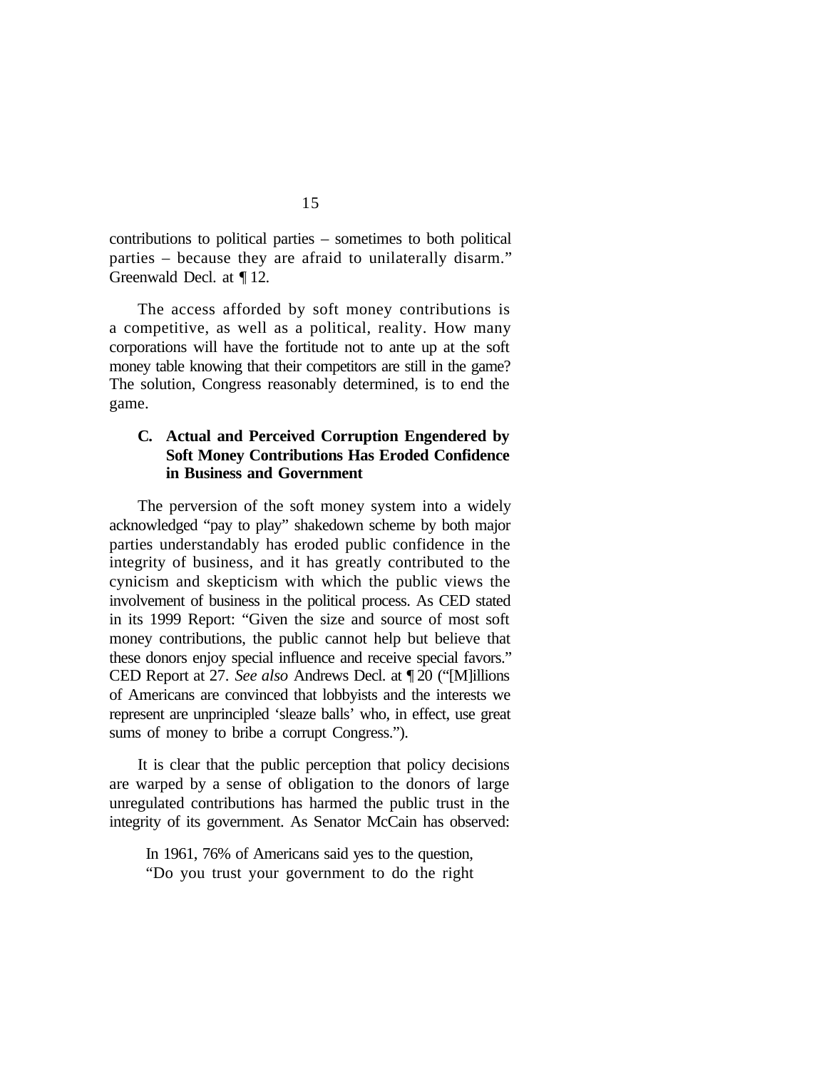contributions to political parties – sometimes to both political parties – because they are afraid to unilaterally disarm." Greenwald Decl. at ¶ 12.

The access afforded by soft money contributions is a competitive, as well as a political, reality. How many corporations will have the fortitude not to ante up at the soft money table knowing that their competitors are still in the game? The solution, Congress reasonably determined, is to end the game.

### C. Actual and Perceived Corruption Engendered by Soft Money Contributions Has Eroded Confidence in Business and Government

The perversion of the soft money system into a widely acknowledged "pay to play" shakedown scheme by both major parties understandably has eroded public confidence in the integrity of business, and it has greatly contributed to the cynicism and skepticism with which the public views the involvement of business in the political process. As CED stated in its 1999 Report: "Given the size and source of most soft money contributions, the public cannot help but believe that these donors enjoy special influence and receive special favors." CED Report at 27. *See also* Andrews Decl. at ¶ 20 ("[M]illions of Americans are convinced that lobbyists and the interests we represent are unprincipled 'sleaze balls' who, in effect, use great sums of money to bribe a corrupt Congress.").

It is clear that the public perception that policy decisions are warped by a sense of obligation to the donors of large unregulated contributions has harmed the public trust in the integrity of its government. As Senator McCain has observed:

> In 1961, 76% of Americans said yes to the question, "Do you trust your government to do the right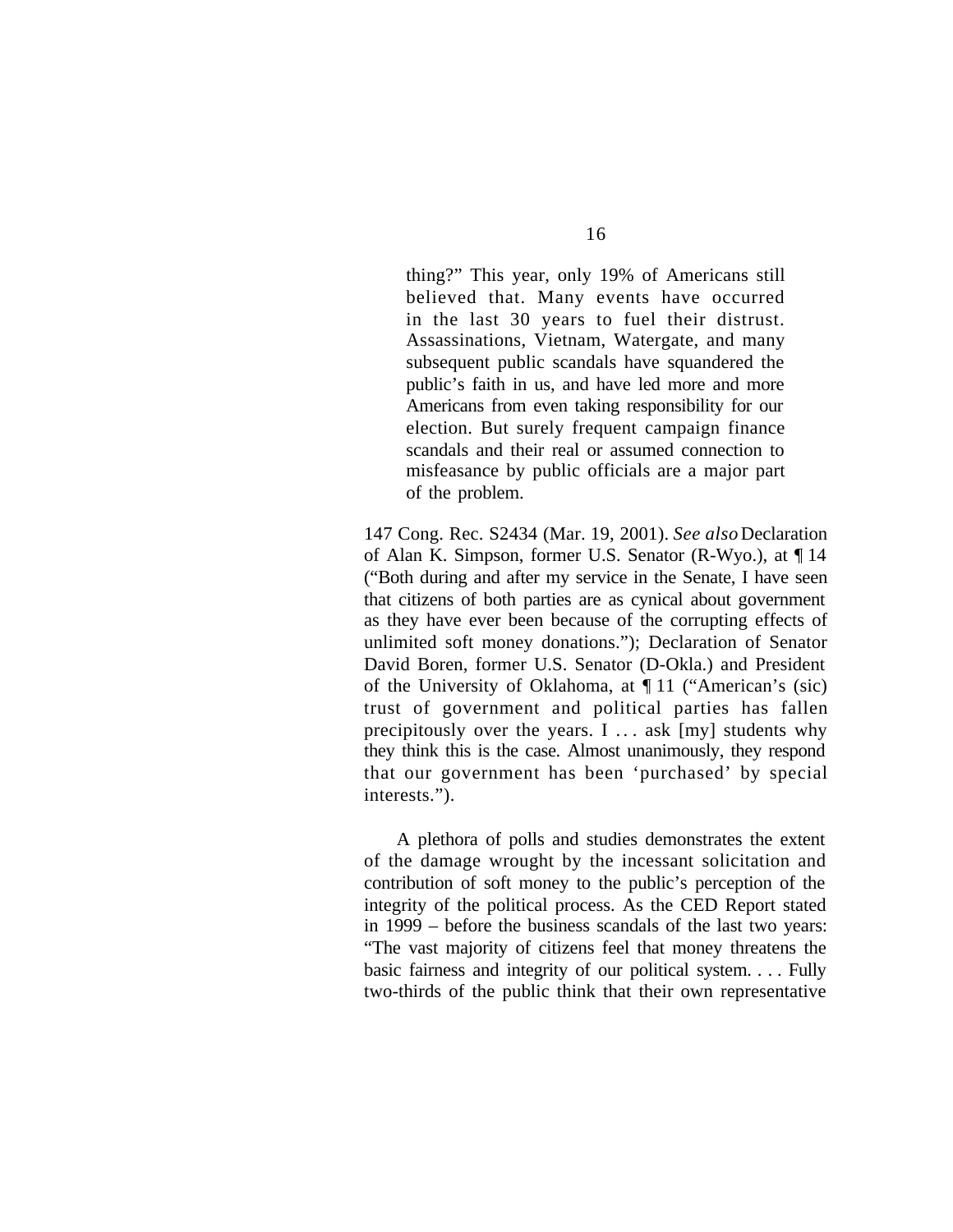> thing?" This year, only 19% of Americans still believed that. Many events have occurred in the last 30 years to fuel their distrust. Assassinations, Vietnam, Watergate, and many subsequent public scandals have squandered the public's faith in us, and have led more and more Americans from even taking responsibility for our election. But surely frequent campaign finance scandals and their real or assumed connection to misfeasance by public officials are a major part of the problem.

147 Cong. Rec. S2434 (Mar. 19, 2001). *See also* Declaration of Alan K. Simpson, former U.S. Senator (R-Wyo.), at ¶ 14 ("Both during and after my service in the Senate, I have seen that citizens of both parties are as cynical about government as they have ever been because of the corrupting effects of unlimited soft money donations."); Declaration of Senator David Boren, former U.S. Senator (D-Okla.) and President of the University of Oklahoma, at ¶ 11 ("American's (sic) trust of government and political parties has fallen precipitously over the years. I . . . ask [my] students why they think this is the case. Almost unanimously, they respond that our government has been 'purchased' by special interests.").

A plethora of polls and studies demonstrates the extent of the damage wrought by the incessant solicitation and contribution of soft money to the public's perception of the integrity of the political process. As the CED Report stated in 1999 – before the business scandals of the last two years: "The vast majority of citizens feel that money threatens the basic fairness and integrity of our political system. . . . Fully two-thirds of the public think that their own representative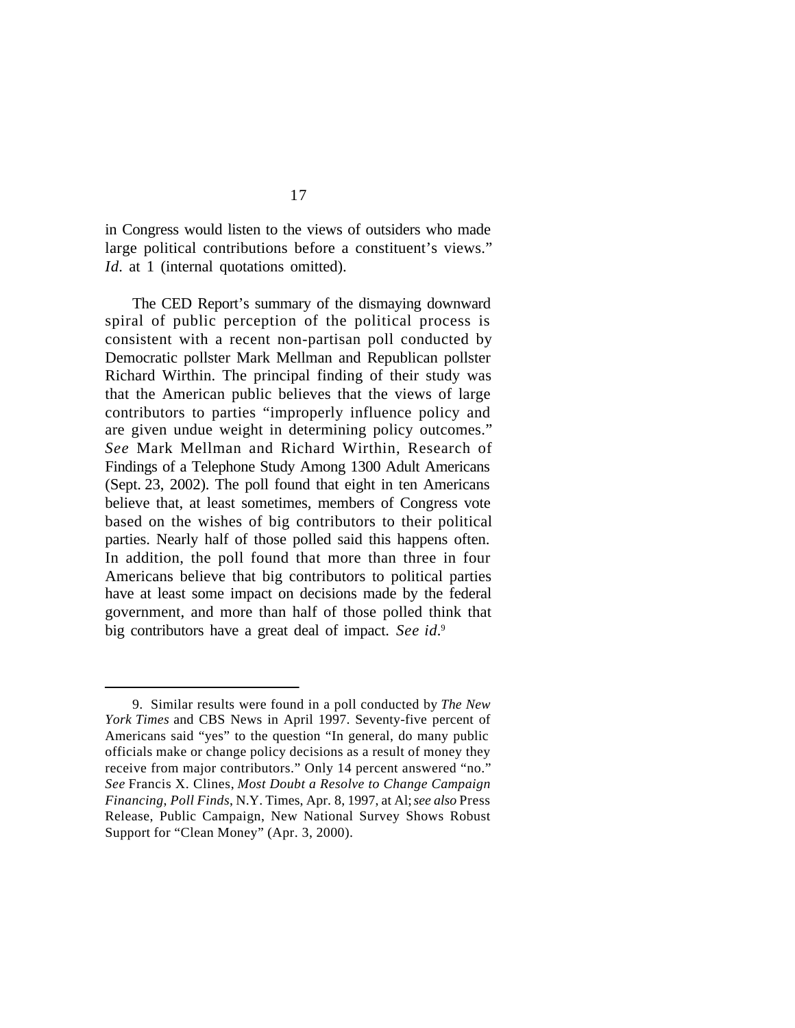in Congress would listen to the views of outsiders who made large political contributions before a constituent's views." *Id*. at 1 (internal quotations omitted).

The CED Report's summary of the dismaying downward spiral of public perception of the political process is consistent with a recent non-partisan poll conducted by Democratic pollster Mark Mellman and Republican pollster Richard Wirthin. The principal finding of their study was that the American public believes that the views of large contributors to parties "improperly influence policy and are given undue weight in determining policy outcomes." *See* Mark Mellman and Richard Wirthin, Research of Findings of a Telephone Study Among 1300 Adult Americans (Sept. 23, 2002). The poll found that eight in ten Americans believe that, at least sometimes, members of Congress vote based on the wishes of big contributors to their political parties. Nearly half of those polled said this happens often. In addition, the poll found that more than three in four Americans believe that big contributors to political parties have at least some impact on decisions made by the federal government, and more than half of those polled think that big contributors have a great deal of impact. *See id*.[9]

9. Similar results were found in a poll conducted by *The New York Times* and CBS News in April 1997. Seventy-five percent of Americans said "yes" to the question "In general, do many public officials make or change policy decisions as a result of money they receive from major contributors." Only 14 percent answered "no." *See* Francis X. Clines, *Most Doubt a Resolve to Change Campaign Financing, Poll Finds*, N.Y. Times, Apr. 8, 1997, at Al; *see also* Press Release, Public Campaign, New National Survey Shows Robust Support for "Clean Money" (Apr. 3, 2000).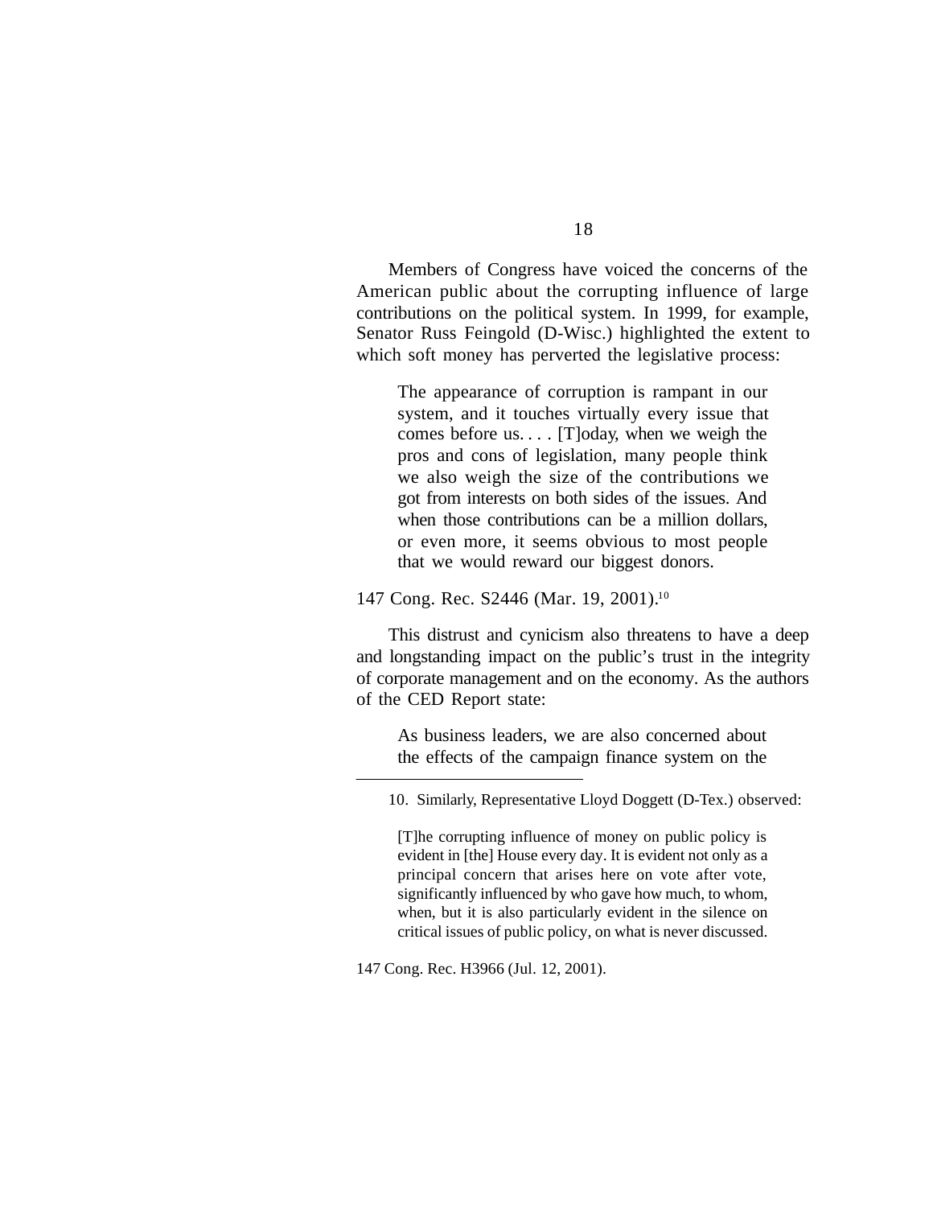Members of Congress have voiced the concerns of the American public about the corrupting influence of large contributions on the political system. In 1999, for example, Senator Russ Feingold (D-Wisc.) highlighted the extent to which soft money has perverted the legislative process:

> The appearance of corruption is rampant in our system, and it touches virtually every issue that comes before us. . . . [T]oday, when we weigh the pros and cons of legislation, many people think we also weigh the size of the contributions we got from interests on both sides of the issues. And when those contributions can be a million dollars, or even more, it seems obvious to most people that we would reward our biggest donors.

147 Cong. Rec. S2446 (Mar. 19, 2001).[10]

This distrust and cynicism also threatens to have a deep and longstanding impact on the public's trust in the integrity of corporate management and on the economy. As the authors of the CED Report state:

> As business leaders, we are also concerned about the effects of the campaign finance system on the

---

10. Similarly, Representative Lloyd Doggett (D-Tex.) observed:

> [T]he corrupting influence of money on public policy is evident in [the] House every day. It is evident not only as a principal concern that arises here on vote after vote, significantly influenced by who gave how much, to whom, when, but it is also particularly evident in the silence on critical issues of public policy, on what is never discussed.

147 Cong. Rec. H3966 (Jul. 12, 2001).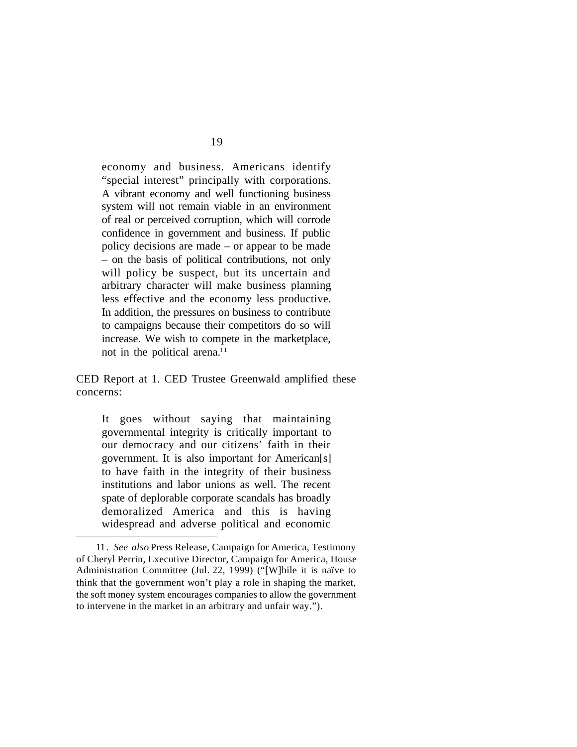> economy and business. Americans identify "special interest" principally with corporations. A vibrant economy and well functioning business system will not remain viable in an environment of real or perceived corruption, which will corrode confidence in government and business. If public policy decisions are made – or appear to be made – on the basis of political contributions, not only will policy be suspect, but its uncertain and arbitrary character will make business planning less effective and the economy less productive. In addition, the pressures on business to contribute to campaigns because their competitors do so will increase. We wish to compete in the marketplace, not in the political arena.[11]

CED Report at 1. CED Trustee Greenwald amplified these concerns:

> It goes without saying that maintaining governmental integrity is critically important to our democracy and our citizens' faith in their government. It is also important for American[s] to have faith in the integrity of their business institutions and labor unions as well. The recent spate of deplorable corporate scandals has broadly demoralized America and this is having widespread and adverse political and economic

---

11. *See also* Press Release, Campaign for America, Testimony of Cheryl Perrin, Executive Director, Campaign for America, House Administration Committee (Jul. 22, 1999) ("[W]hile it is naïve to think that the government won't play a role in shaping the market, the soft money system encourages companies to allow the government to intervene in the market in an arbitrary and unfair way.").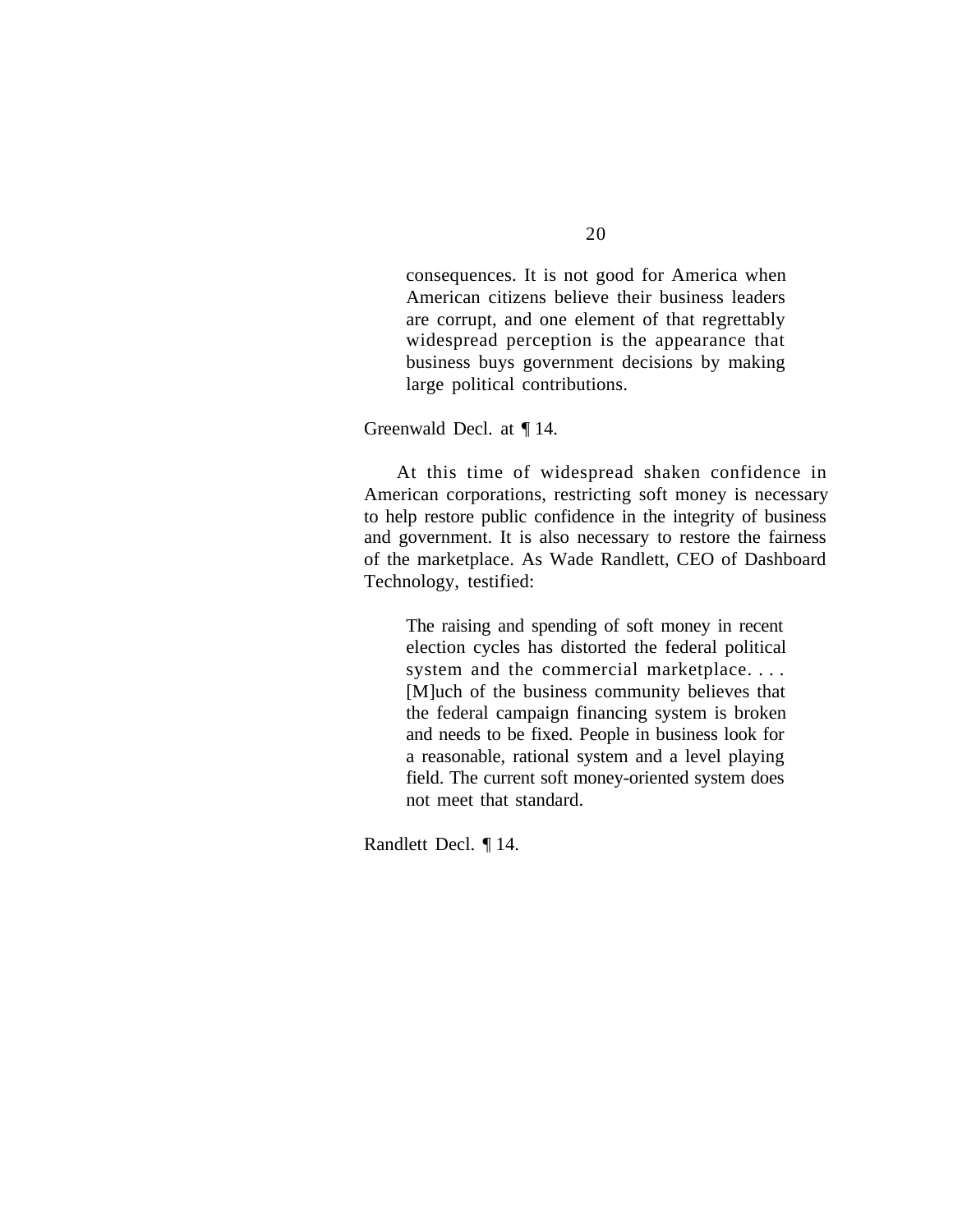> consequences. It is not good for America when American citizens believe their business leaders are corrupt, and one element of that regrettably widespread perception is the appearance that business buys government decisions by making large political contributions.

Greenwald Decl. at ¶ 14.

At this time of widespread shaken confidence in American corporations, restricting soft money is necessary to help restore public confidence in the integrity of business and government. It is also necessary to restore the fairness of the marketplace. As Wade Randlett, CEO of Dashboard Technology, testified:

> The raising and spending of soft money in recent election cycles has distorted the federal political system and the commercial marketplace. . . . [M]uch of the business community believes that the federal campaign financing system is broken and needs to be fixed. People in business look for a reasonable, rational system and a level playing field. The current soft money-oriented system does not meet that standard.

Randlett Decl. ¶ 14.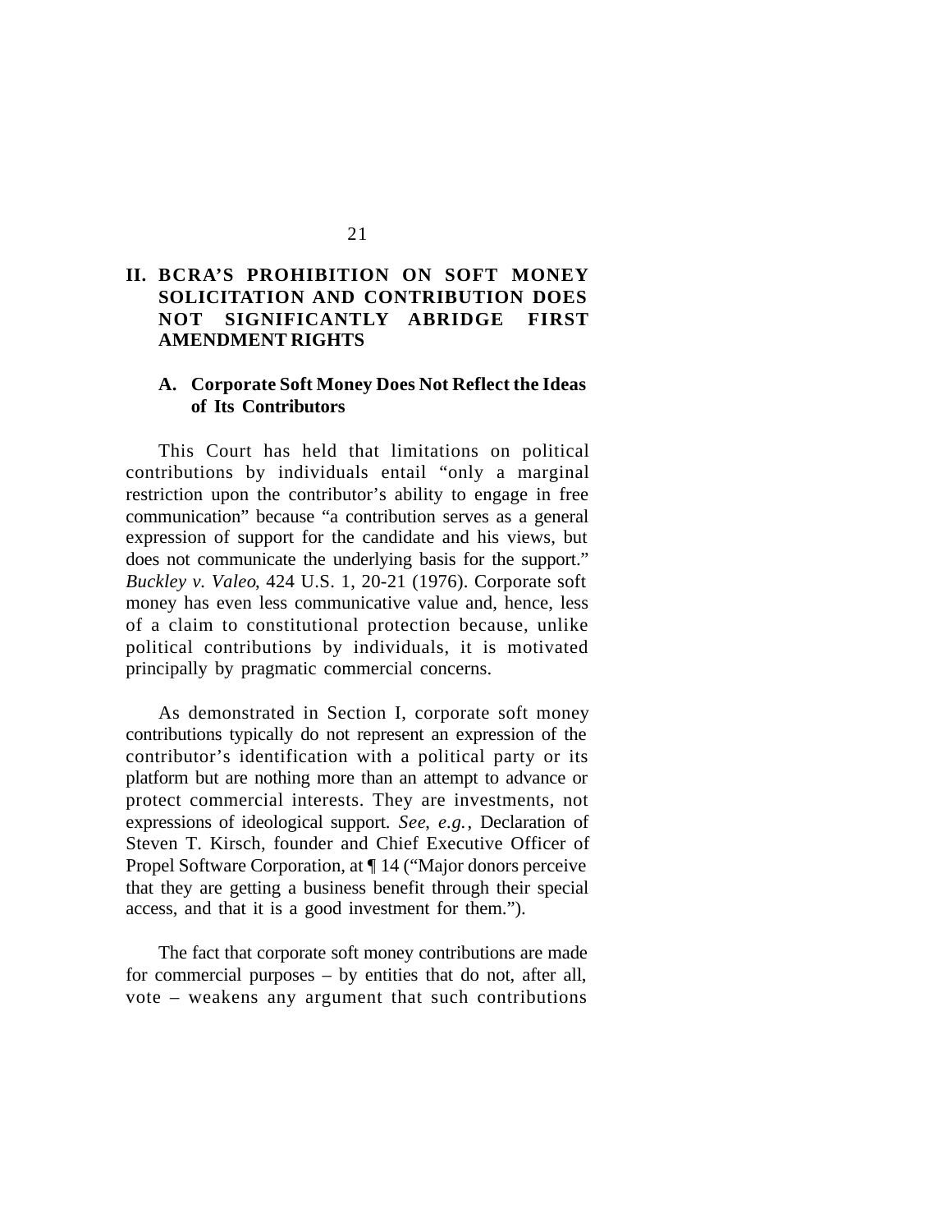## II. BCRA'S PROHIBITION ON SOFT MONEY SOLICITATION AND CONTRIBUTION DOES NOT SIGNIFICANTLY ABRIDGE FIRST AMENDMENT RIGHTS

### A. Corporate Soft Money Does Not Reflect the Ideas of Its Contributors

This Court has held that limitations on political contributions by individuals entail "only a marginal restriction upon the contributor's ability to engage in free communication" because "a contribution serves as a general expression of support for the candidate and his views, but does not communicate the underlying basis for the support." *Buckley v. Valeo*, 424 U.S. 1, 20-21 (1976). Corporate soft money has even less communicative value and, hence, less of a claim to constitutional protection because, unlike political contributions by individuals, it is motivated principally by pragmatic commercial concerns.

As demonstrated in Section I, corporate soft money contributions typically do not represent an expression of the contributor's identification with a political party or its platform but are nothing more than an attempt to advance or protect commercial interests. They are investments, not expressions of ideological support. *See, e.g.*, Declaration of Steven T. Kirsch, founder and Chief Executive Officer of Propel Software Corporation, at ¶ 14 ("Major donors perceive that they are getting a business benefit through their special access, and that it is a good investment for them.").

The fact that corporate soft money contributions are made for commercial purposes – by entities that do not, after all, vote – weakens any argument that such contributions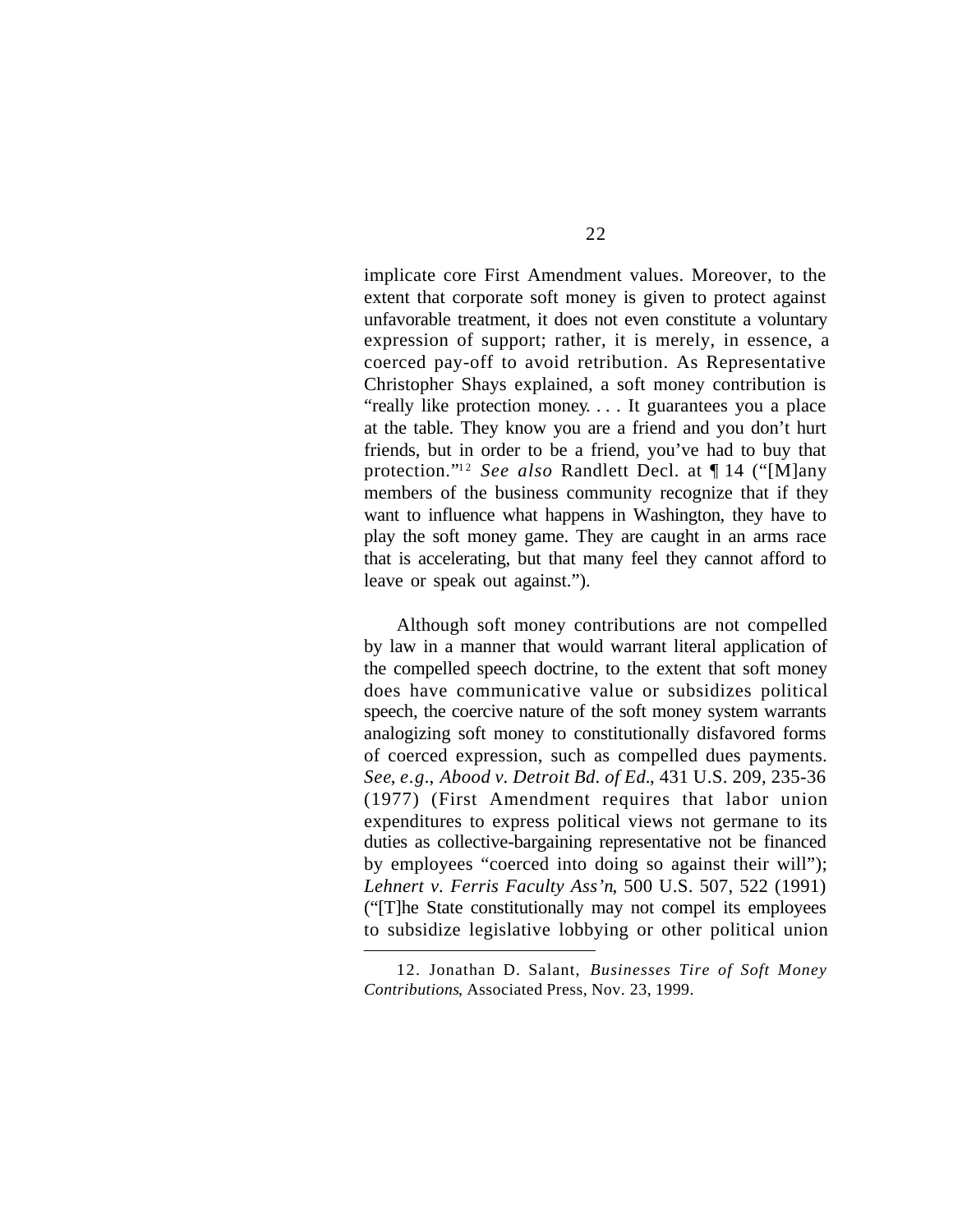implicate core First Amendment values. Moreover, to the extent that corporate soft money is given to protect against unfavorable treatment, it does not even constitute a voluntary expression of support; rather, it is merely, in essence, a coerced pay-off to avoid retribution. As Representative Christopher Shays explained, a soft money contribution is "really like protection money. . . . It guarantees you a place at the table. They know you are a friend and you don't hurt friends, but in order to be a friend, you've had to buy that protection."[12] *See also* Randlett Decl. at ¶ 14 ("[M]any members of the business community recognize that if they want to influence what happens in Washington, they have to play the soft money game. They are caught in an arms race that is accelerating, but that many feel they cannot afford to leave or speak out against.").

Although soft money contributions are not compelled by law in a manner that would warrant literal application of the compelled speech doctrine, to the extent that soft money does have communicative value or subsidizes political speech, the coercive nature of the soft money system warrants analogizing soft money to constitutionally disfavored forms of coerced expression, such as compelled dues payments. *See, e.g., Abood v. Detroit Bd. of Ed.*, 431 U.S. 209, 235-36 (1977) (First Amendment requires that labor union expenditures to express political views not germane to its duties as collective-bargaining representative not be financed by employees "coerced into doing so against their will"); *Lehnert v. Ferris Faculty Ass'n*, 500 U.S. 507, 522 (1991) ("[T]he State constitutionally may not compel its employees to subsidize legislative lobbying or other political union

---

12. Jonathan D. Salant, *Businesses Tire of Soft Money Contributions*, Associated Press, Nov. 23, 1999.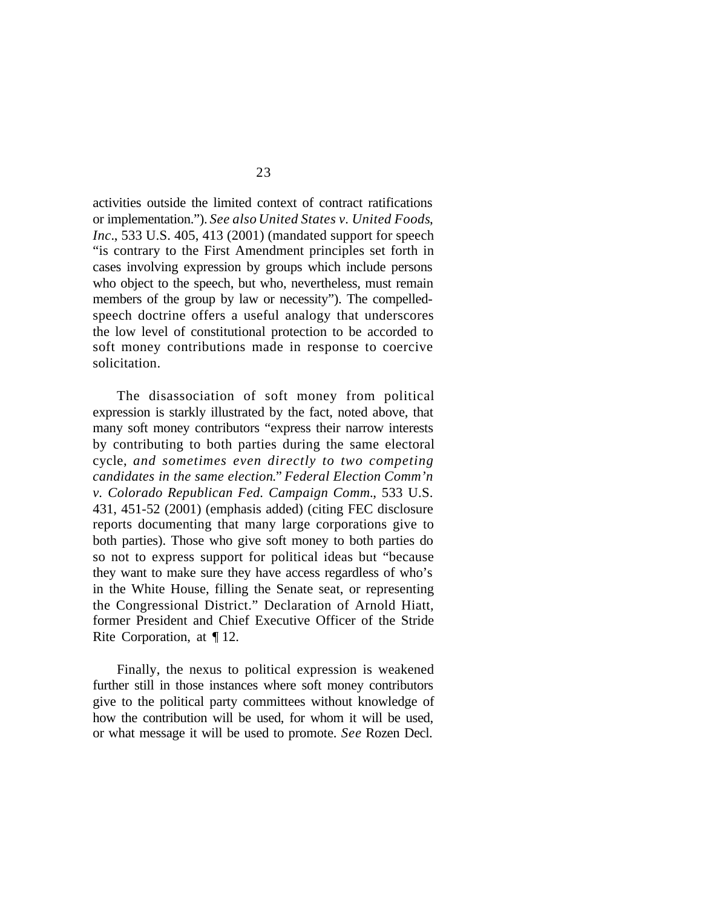activities outside the limited context of contract ratifications or implementation."). *See also United States v. United Foods, Inc*., 533 U.S. 405, 413 (2001) (mandated support for speech "is contrary to the First Amendment principles set forth in cases involving expression by groups which include persons who object to the speech, but who, nevertheless, must remain members of the group by law or necessity"). The compelled-speech doctrine offers a useful analogy that underscores the low level of constitutional protection to be accorded to soft money contributions made in response to coercive solicitation.

The disassociation of soft money from political expression is starkly illustrated by the fact, noted above, that many soft money contributors "express their narrow interests by contributing to both parties during the same electoral cycle, *and sometimes even directly to two competing candidates in the same election*." *Federal Election Comm'n v. Colorado Republican Fed. Campaign Comm*., 533 U.S. 431, 451-52 (2001) (emphasis added) (citing FEC disclosure reports documenting that many large corporations give to both parties). Those who give soft money to both parties do so not to express support for political ideas but "because they want to make sure they have access regardless of who's in the White House, filling the Senate seat, or representing the Congressional District." Declaration of Arnold Hiatt, former President and Chief Executive Officer of the Stride Rite Corporation, at ¶ 12.

Finally, the nexus to political expression is weakened further still in those instances where soft money contributors give to the political party committees without knowledge of how the contribution will be used, for whom it will be used, or what message it will be used to promote. *See* Rozen Decl.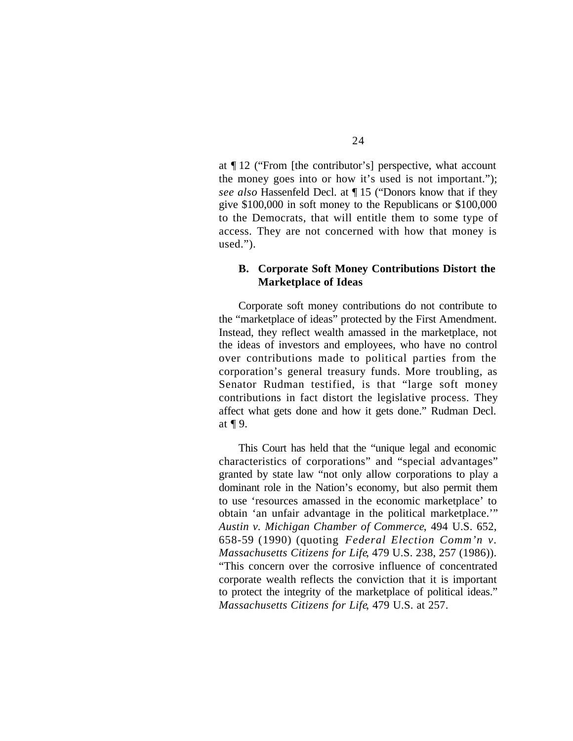at ¶ 12 (“From [the contributor’s] perspective, what account the money goes into or how it’s used is not important.”); *see also* Hassenfeld Decl. at ¶ 15 (“Donors know that if they give $100,000 in soft money to the Republicans or $100,000 to the Democrats, that will entitle them to some type of access. They are not concerned with how that money is used.”).

### B. Corporate Soft Money Contributions Distort the Marketplace of Ideas

Corporate soft money contributions do not contribute to the “marketplace of ideas” protected by the First Amendment. Instead, they reflect wealth amassed in the marketplace, not the ideas of investors and employees, who have no control over contributions made to political parties from the corporation’s general treasury funds. More troubling, as Senator Rudman testified, is that “large soft money contributions in fact distort the legislative process. They affect what gets done and how it gets done.” Rudman Decl. at ¶ 9.

This Court has held that the “unique legal and economic characteristics of corporations” and “special advantages” granted by state law “not only allow corporations to play a dominant role in the Nation’s economy, but also permit them to use ‘resources amassed in the economic marketplace’ to obtain ‘an unfair advantage in the political marketplace.’” *Austin v. Michigan Chamber of Commerce*, 494 U.S. 652, 658-59 (1990) (quoting *Federal Election Comm’n v. Massachusetts Citizens for Life*, 479 U.S. 238, 257 (1986)). “This concern over the corrosive influence of concentrated corporate wealth reflects the conviction that it is important to protect the integrity of the marketplace of political ideas.” *Massachusetts Citizens for Life*, 479 U.S. at 257.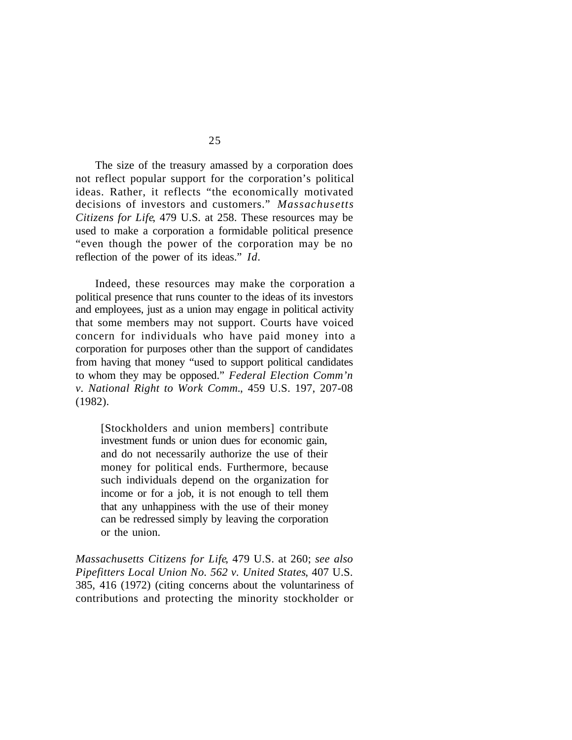The size of the treasury amassed by a corporation does not reflect popular support for the corporation's political ideas. Rather, it reflects "the economically motivated decisions of investors and customers." *Massachusetts Citizens for Life*, 479 U.S. at 258. These resources may be used to make a corporation a formidable political presence "even though the power of the corporation may be no reflection of the power of its ideas." *Id*.

Indeed, these resources may make the corporation a political presence that runs counter to the ideas of its investors and employees, just as a union may engage in political activity that some members may not support. Courts have voiced concern for individuals who have paid money into a corporation for purposes other than the support of candidates from having that money "used to support political candidates to whom they may be opposed." *Federal Election Comm'n v. National Right to Work Comm.*, 459 U.S. 197, 207-08 (1982).

> [Stockholders and union members] contribute investment funds or union dues for economic gain, and do not necessarily authorize the use of their money for political ends. Furthermore, because such individuals depend on the organization for income or for a job, it is not enough to tell them that any unhappiness with the use of their money can be redressed simply by leaving the corporation or the union.

*Massachusetts Citizens for Life*, 479 U.S. at 260; *see also Pipefitters Local Union No. 562 v. United States*, 407 U.S. 385, 416 (1972) (citing concerns about the voluntariness of contributions and protecting the minority stockholder or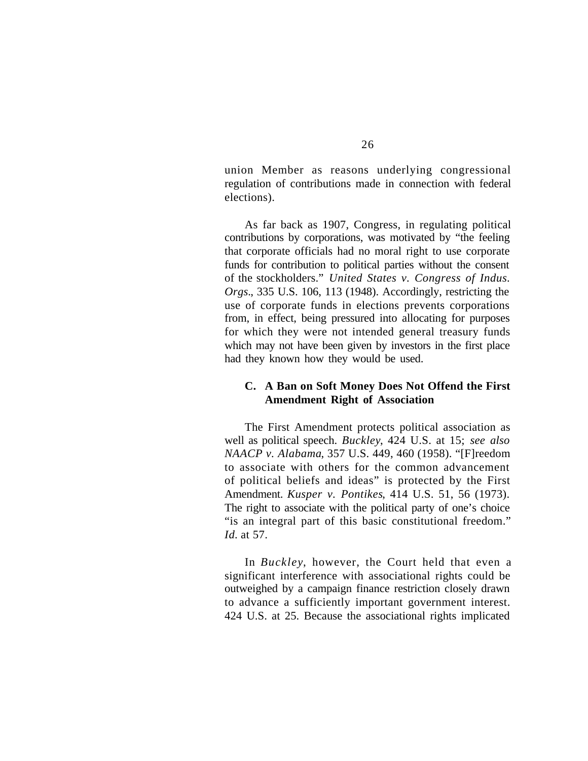union Member as reasons underlying congressional regulation of contributions made in connection with federal elections).

As far back as 1907, Congress, in regulating political contributions by corporations, was motivated by "the feeling that corporate officials had no moral right to use corporate funds for contribution to political parties without the consent of the stockholders." *United States v. Congress of Indus. Orgs.*, 335 U.S. 106, 113 (1948). Accordingly, restricting the use of corporate funds in elections prevents corporations from, in effect, being pressured into allocating for purposes for which they were not intended general treasury funds which may not have been given by investors in the first place had they known how they would be used.

### C. A Ban on Soft Money Does Not Offend the First Amendment Right of Association

The First Amendment protects political association as well as political speech. *Buckley*, 424 U.S. at 15; *see also NAACP v. Alabama*, 357 U.S. 449, 460 (1958). "[F]reedom to associate with others for the common advancement of political beliefs and ideas" is protected by the First Amendment. *Kusper v. Pontikes*, 414 U.S. 51, 56 (1973). The right to associate with the political party of one's choice "is an integral part of this basic constitutional freedom." *Id.* at 57.

In *Buckley*, however, the Court held that even a significant interference with associational rights could be outweighed by a campaign finance restriction closely drawn to advance a sufficiently important government interest. 424 U.S. at 25. Because the associational rights implicated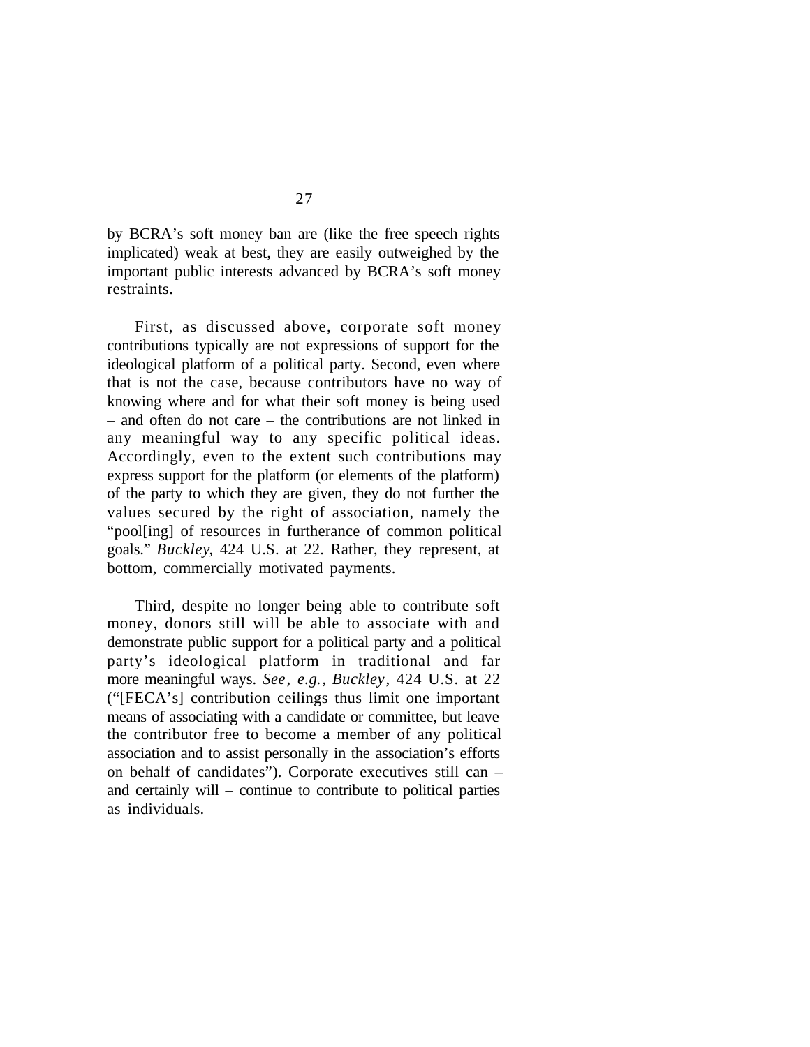by BCRA's soft money ban are (like the free speech rights implicated) weak at best, they are easily outweighed by the important public interests advanced by BCRA's soft money restraints.

First, as discussed above, corporate soft money contributions typically are not expressions of support for the ideological platform of a political party. Second, even where that is not the case, because contributors have no way of knowing where and for what their soft money is being used – and often do not care – the contributions are not linked in any meaningful way to any specific political ideas. Accordingly, even to the extent such contributions may express support for the platform (or elements of the platform) of the party to which they are given, they do not further the values secured by the right of association, namely the "pool[ing] of resources in furtherance of common political goals." *Buckley*, 424 U.S. at 22. Rather, they represent, at bottom, commercially motivated payments.

Third, despite no longer being able to contribute soft money, donors still will be able to associate with and demonstrate public support for a political party and a political party's ideological platform in traditional and far more meaningful ways. *See, e.g.*, *Buckley*, 424 U.S. at 22 ("[FECA's] contribution ceilings thus limit one important means of associating with a candidate or committee, but leave the contributor free to become a member of any political association and to assist personally in the association's efforts on behalf of candidates"). Corporate executives still can – and certainly will – continue to contribute to political parties as individuals.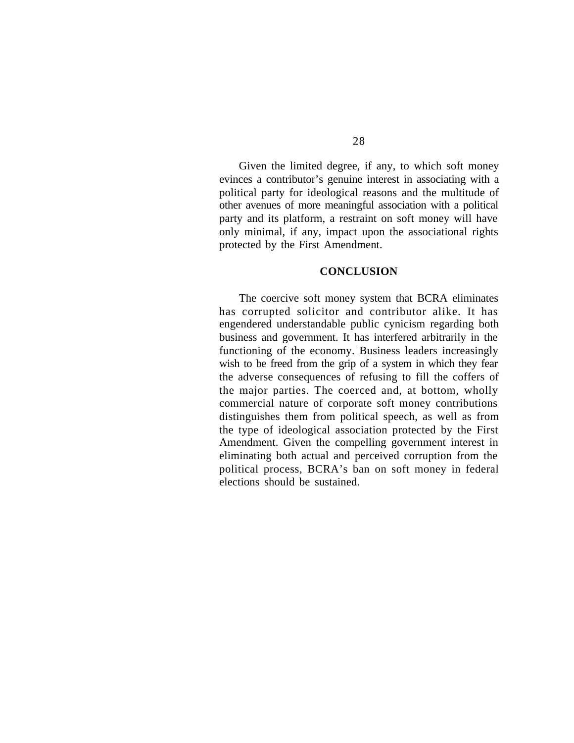Given the limited degree, if any, to which soft money evinces a contributor's genuine interest in associating with a political party for ideological reasons and the multitude of other avenues of more meaningful association with a political party and its platform, a restraint on soft money will have only minimal, if any, impact upon the associational rights protected by the First Amendment.

## CONCLUSION

The coercive soft money system that BCRA eliminates has corrupted solicitor and contributor alike. It has engendered understandable public cynicism regarding both business and government. It has interfered arbitrarily in the functioning of the economy. Business leaders increasingly wish to be freed from the grip of a system in which they fear the adverse consequences of refusing to fill the coffers of the major parties. The coerced and, at bottom, wholly commercial nature of corporate soft money contributions distinguishes them from political speech, as well as from the type of ideological association protected by the First Amendment. Given the compelling government interest in eliminating both actual and perceived corruption from the political process, BCRA's ban on soft money in federal elections should be sustained.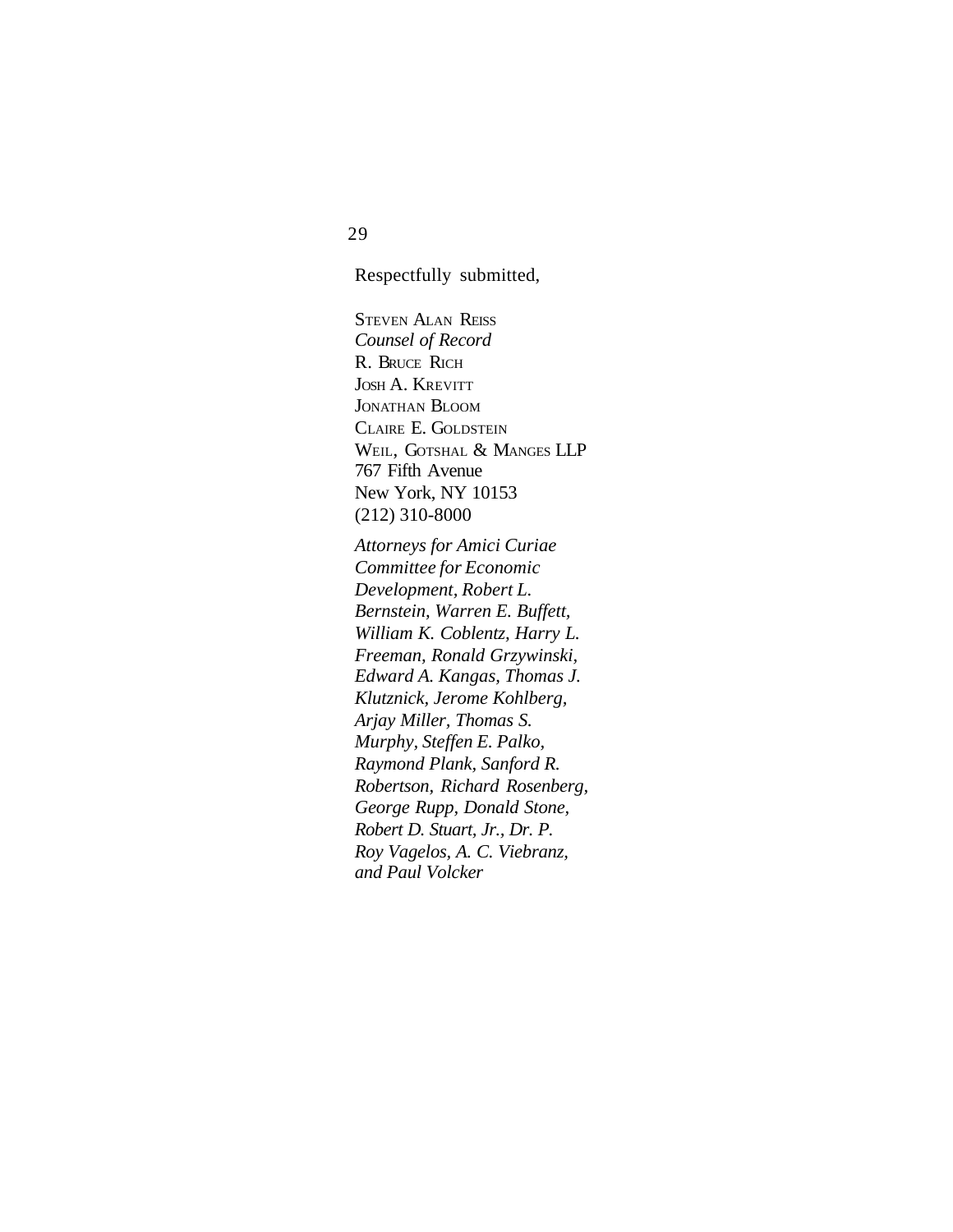Respectfully submitted,

STEVEN ALAN REISS
*Counsel of Record*
R. BRUCE RICH
JOSH A. KREVITT
JONATHAN BLOOM
CLAIRE E. GOLDSTEIN
WEIL, GOTSHAL & MANGES LLP
767 Fifth Avenue
New York, NY 10153
(212) 310-8000

*Attorneys for Amici Curiae Committee for Economic Development, Robert L. Bernstein, Warren E. Buffett, William K. Coblentz, Harry L. Freeman, Ronald Grzywinski, Edward A. Kangas, Thomas J. Klutznick, Jerome Kohlberg, Arjay Miller, Thomas S. Murphy, Steffen E. Palko, Raymond Plank, Sanford R. Robertson, Richard Rosenberg, George Rupp, Donald Stone, Robert D. Stuart, Jr., Dr. P. Roy Vagelos, A. C. Viebranz, and Paul Volcker*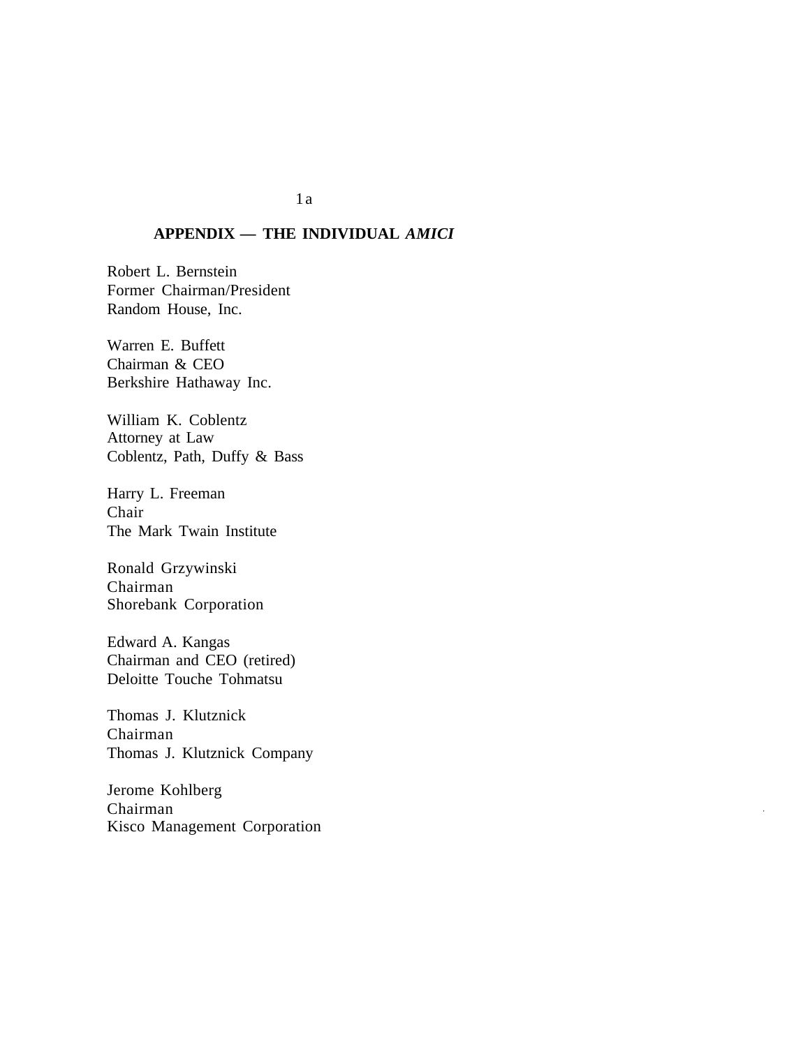## APPENDIX — THE INDIVIDUAL *AMICI*

Robert L. Bernstein
Former Chairman/President
Random House, Inc.

Warren E. Buffett
Chairman & CEO
Berkshire Hathaway Inc.

William K. Coblentz
Attorney at Law
Coblentz, Path, Duffy & Bass

Harry L. Freeman
Chair
The Mark Twain Institute

Ronald Grzywinski
Chairman
Shorebank Corporation

Edward A. Kangas
Chairman and CEO (retired)
Deloitte Touche Tohmatsu

Thomas J. Klutznick
Chairman
Thomas J. Klutznick Company

Jerome Kohlberg
Chairman
Kisco Management Corporation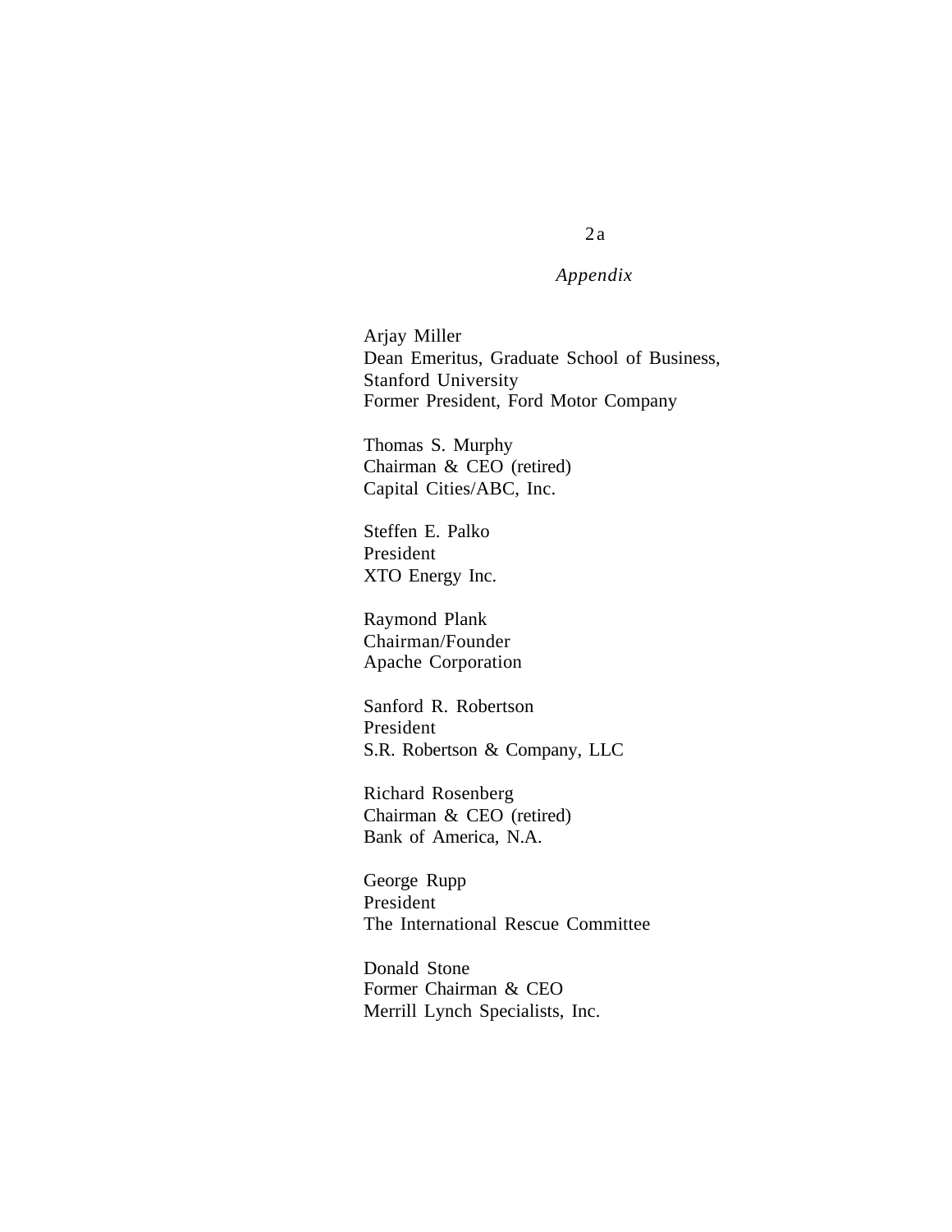*Appendix*

Arjay Miller
Dean Emeritus, Graduate School of Business, Stanford University
Former President, Ford Motor Company

Thomas S. Murphy
Chairman & CEO (retired)
Capital Cities/ABC, Inc.

Steffen E. Palko
President
XTO Energy Inc.

Raymond Plank
Chairman/Founder
Apache Corporation

Sanford R. Robertson
President
S.R. Robertson & Company, LLC

Richard Rosenberg
Chairman & CEO (retired)
Bank of America, N.A.

George Rupp
President
The International Rescue Committee

Donald Stone
Former Chairman & CEO
Merrill Lynch Specialists, Inc.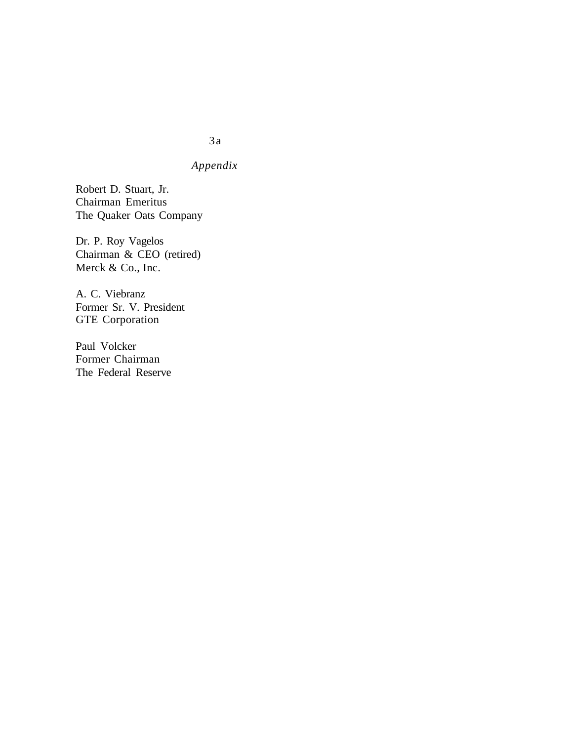*Appendix*

Robert D. Stuart, Jr.
Chairman Emeritus
The Quaker Oats Company

Dr. P. Roy Vagelos
Chairman & CEO (retired)
Merck & Co., Inc.

A. C. Viebranz
Former Sr. V. President
GTE Corporation

Paul Volcker
Former Chairman
The Federal Reserve